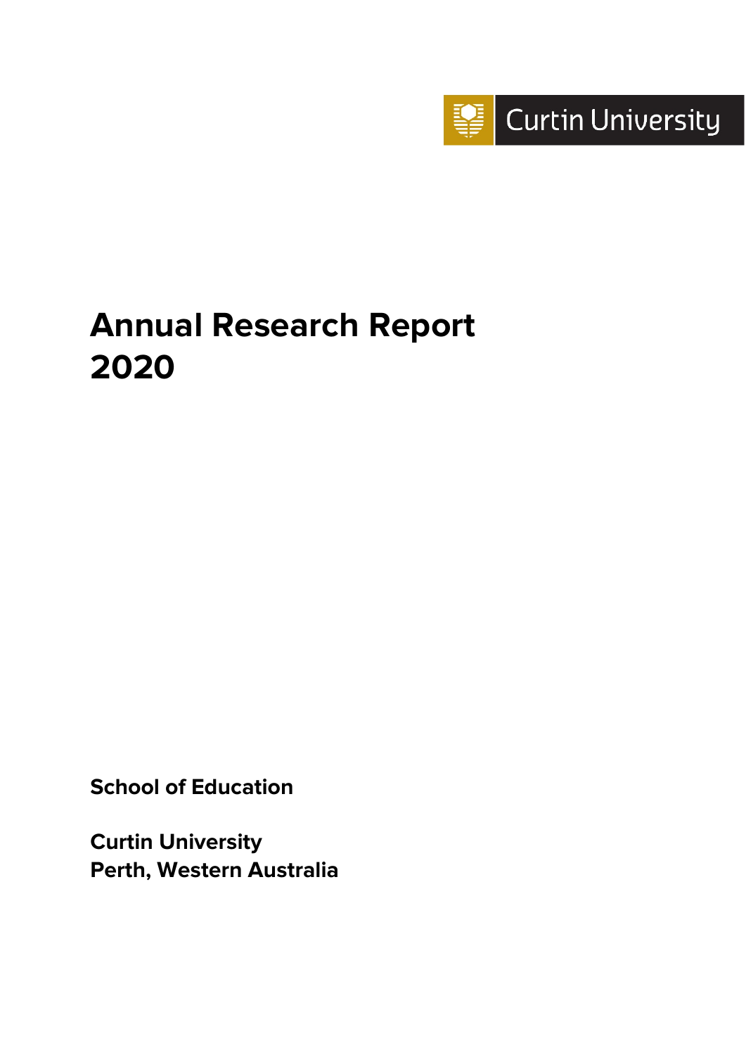Curtin University

# Annual Research Report 2020

**School of Education**

**Curtin University**
**Perth, Western Australia**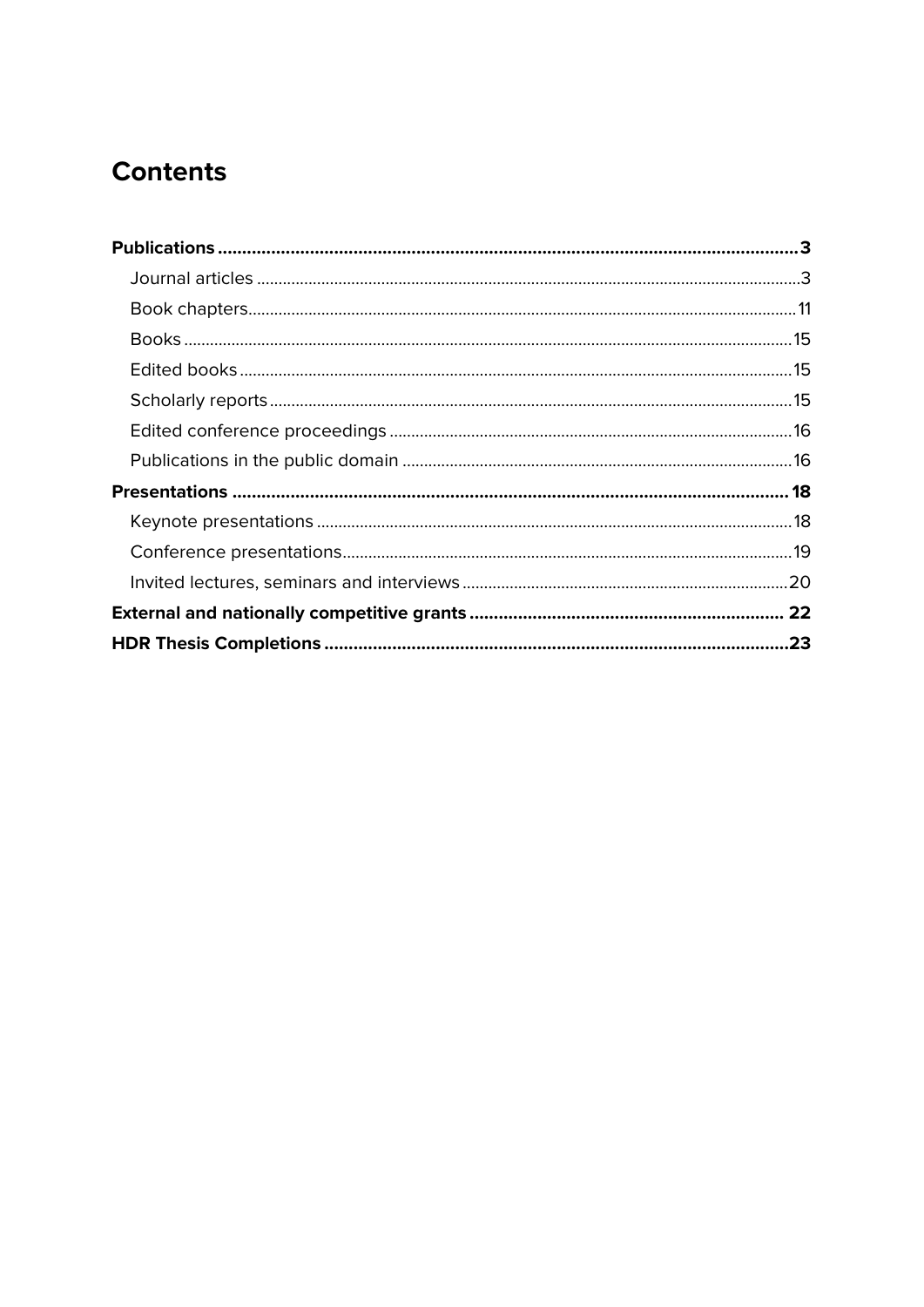# Contents

**Publications** .......... **3**
- Journal articles .......... 3
- Book chapters .......... 11
- Books .......... 15
- Edited books .......... 15
- Scholarly reports .......... 15
- Edited conference proceedings .......... 16
- Publications in the public domain .......... 16

**Presentations** .......... **18**
- Keynote presentations .......... 18
- Conference presentations .......... 19
- Invited lectures, seminars and interviews .......... 20

**External and nationally competitive grants** .......... **22**

**HDR Thesis Completions** .......... **23**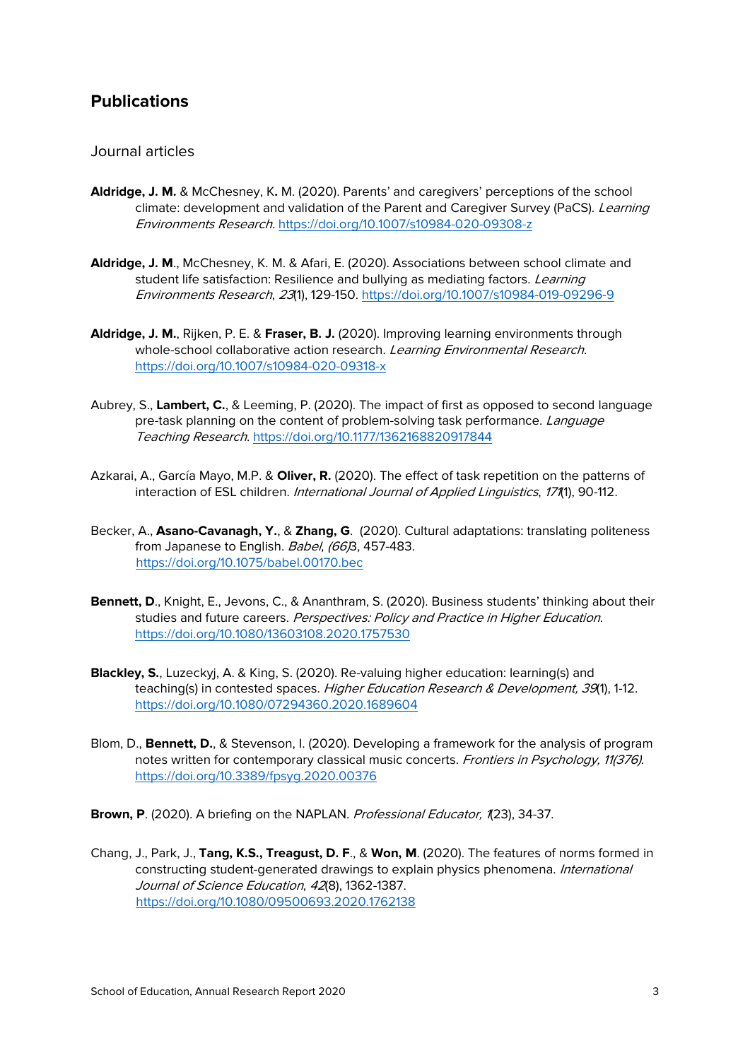## Publications

### Journal articles

**Aldridge, J. M.** & McChesney, K**.** M. (2020). Parents' and caregivers' perceptions of the school climate: development and validation of the Parent and Caregiver Survey (PaCS). *Learning Environments Research.* https://doi.org/10.1007/s10984-020-09308-z

**Aldridge, J. M**., McChesney, K. M. & Afari, E. (2020). Associations between school climate and student life satisfaction: Resilience and bullying as mediating factors. *Learning Environments Research*, *23*(1), 129-150. https://doi.org/10.1007/s10984-019-09296-9

**Aldridge, J. M.**, Rijken, P. E. & **Fraser, B. J.** (2020). Improving learning environments through whole-school collaborative action research. *Learning Environmental Research.* https://doi.org/10.1007/s10984-020-09318-x

Aubrey, S., **Lambert, C.**, & Leeming, P. (2020). The impact of first as opposed to second language pre-task planning on the content of problem-solving task performance. *Language Teaching Research*. https://doi.org/10.1177/1362168820917844

Azkarai, A., García Mayo, M.P. & **Oliver, R.** (2020). The effect of task repetition on the patterns of interaction of ESL children. *International Journal of Applied Linguistics*, *171*(1), 90-112.

Becker, A., **Asano-Cavanagh, Y.**, & **Zhang, G**. (2020). Cultural adaptations: translating politeness from Japanese to English. *Babel*, *(66)*3, 457-483. https://doi.org/10.1075/babel.00170.bec

**Bennett, D**., Knight, E., Jevons, C., & Ananthram, S. (2020). Business students' thinking about their studies and future careers. *Perspectives: Policy and Practice in Higher Education*. https://doi.org/10.1080/13603108.2020.1757530

**Blackley, S.**, Luzeckyj, A. & King, S. (2020). Re-valuing higher education: learning(s) and teaching(s) in contested spaces. *Higher Education Research & Development, 39*(1), 1-12. https://doi.org/10.1080/07294360.2020.1689604

Blom, D., **Bennett, D.**, & Stevenson, I. (2020). Developing a framework for the analysis of program notes written for contemporary classical music concerts. *Frontiers in Psychology, 11(376).* https://doi.org/10.3389/fpsyg.2020.00376

**Brown, P**. (2020). A briefing on the NAPLAN. *Professional Educator, 1*(23), 34-37.

Chang, J., Park, J., **Tang, K.S., Treagust, D. F**., & **Won, M**. (2020). The features of norms formed in constructing student-generated drawings to explain physics phenomena. *International Journal of Science Education*, *42*(8), 1362-1387. https://doi.org/10.1080/09500693.2020.1762138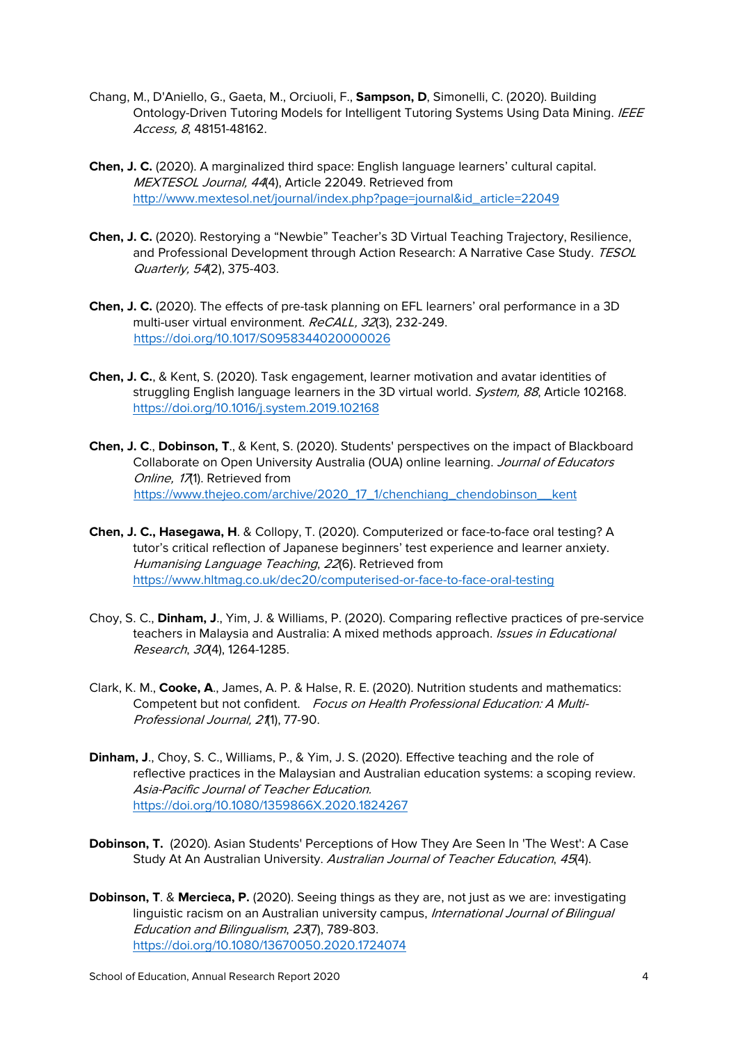Chang, M., D'Aniello, G., Gaeta, M., Orciuoli, F., **Sampson, D**, Simonelli, C. (2020). Building Ontology-Driven Tutoring Models for Intelligent Tutoring Systems Using Data Mining. *IEEE Access, 8*, 48151-48162.

**Chen, J. C.** (2020). A marginalized third space: English language learners' cultural capital. *MEXTESOL Journal, 44*(4), Article 22049. Retrieved from http://www.mextesol.net/journal/index.php?page=journal&id_article=22049

**Chen, J. C.** (2020). Restorying a "Newbie" Teacher's 3D Virtual Teaching Trajectory, Resilience, and Professional Development through Action Research: A Narrative Case Study. *TESOL Quarterly, 54*(2), 375-403.

**Chen, J. C.** (2020). The effects of pre-task planning on EFL learners' oral performance in a 3D multi-user virtual environment. *ReCALL, 32*(3), 232-249. https://doi.org/10.1017/S0958344020000026

**Chen, J. C.**, & Kent, S. (2020). Task engagement, learner motivation and avatar identities of struggling English language learners in the 3D virtual world. *System, 88*, Article 102168. https://doi.org/10.1016/j.system.2019.102168

**Chen, J. C**., **Dobinson, T**., & Kent, S. (2020). Students' perspectives on the impact of Blackboard Collaborate on Open University Australia (OUA) online learning. *Journal of Educators Online, 17*(1). Retrieved from https://www.thejeo.com/archive/2020_17_1/chenchiang_chendobinson__kent

**Chen, J. C., Hasegawa, H**. & Collopy, T. (2020). Computerized or face-to-face oral testing? A tutor's critical reflection of Japanese beginners' test experience and learner anxiety. *Humanising Language Teaching*, *22*(6). Retrieved from https://www.hltmag.co.uk/dec20/computerised-or-face-to-face-oral-testing

Choy, S. C., **Dinham, J**., Yim, J. & Williams, P. (2020). Comparing reflective practices of pre-service teachers in Malaysia and Australia: A mixed methods approach. *Issues in Educational Research*, *30*(4), 1264-1285.

Clark, K. M., **Cooke, A**., James, A. P. & Halse, R. E. (2020). Nutrition students and mathematics: Competent but not confident. *Focus on Health Professional Education: A Multi-Professional Journal, 21*(1), 77-90.

**Dinham, J**., Choy, S. C., Williams, P., & Yim, J. S. (2020). Effective teaching and the role of reflective practices in the Malaysian and Australian education systems: a scoping review. *Asia-Pacific Journal of Teacher Education*. https://doi.org/10.1080/1359866X.2020.1824267

**Dobinson, T.** (2020). Asian Students' Perceptions of How They Are Seen In 'The West': A Case Study At An Australian University. *Australian Journal of Teacher Education*, *45*(4).

**Dobinson, T**. & **Mercieca, P.** (2020). Seeing things as they are, not just as we are: investigating linguistic racism on an Australian university campus, *International Journal of Bilingual Education and Bilingualism*, *23*(7), 789-803. https://doi.org/10.1080/13670050.2020.1724074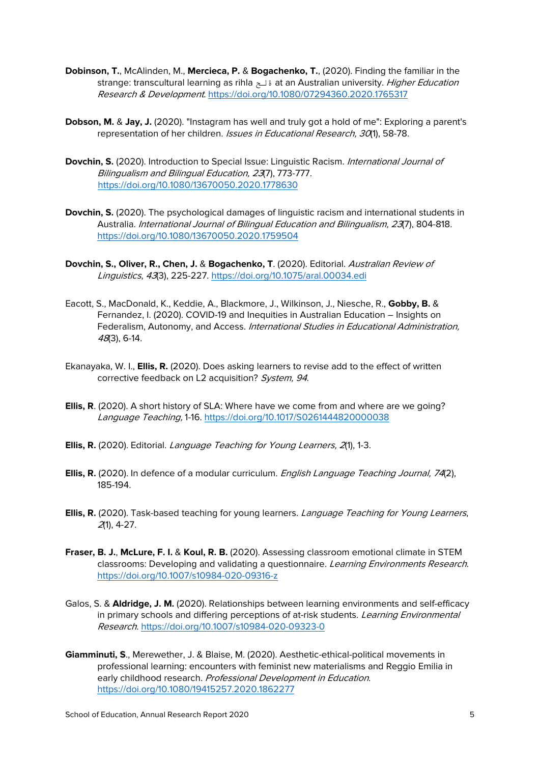**Dobinson, T.**, McAlinden, M., **Mercieca, P.** & **Bogachenko, T.**, (2020). Finding the familiar in the strange: transcultural learning as rihla رحلة at an Australian university. *Higher Education Research & Development*. https://doi.org/10.1080/07294360.2020.1765317

**Dobson, M.** & **Jay, J.** (2020). "Instagram has well and truly got a hold of me": Exploring a parent's representation of her children. *Issues in Educational Research, 30*(1), 58-78.

**Dovchin, S.** (2020). Introduction to Special Issue: Linguistic Racism. *International Journal of Bilingualism and Bilingual Education, 23*(7), 773-777. https://doi.org/10.1080/13670050.2020.1778630

**Dovchin, S.** (2020). The psychological damages of linguistic racism and international students in Australia. *International Journal of Bilingual Education and Bilingualism, 23*(7), 804-818. https://doi.org/10.1080/13670050.2020.1759504

**Dovchin, S., Oliver, R., Chen, J.** & **Bogachenko, T**. (2020). Editorial. *Australian Review of Linguistics*, *43*(3), 225-227. https://doi.org/10.1075/aral.00034.edi

Eacott, S., MacDonald, K., Keddie, A., Blackmore, J., Wilkinson, J., Niesche, R., **Gobby, B.** & Fernandez, I. (2020). COVID-19 and Inequities in Australian Education – Insights on Federalism, Autonomy, and Access. *International Studies in Educational Administration, 48*(3), 6-14.

Ekanayaka, W. I., **Ellis, R.** (2020). Does asking learners to revise add to the effect of written corrective feedback on L2 acquisition? *System, 94*.

**Ellis, R**. (2020). A short history of SLA: Where have we come from and where are we going? *Language Teaching,* 1-16. https://doi.org/10.1017/S0261444820000038

**Ellis, R.** (2020). Editorial. *Language Teaching for Young Learners, 2*(1), 1-3.

**Ellis, R.** (2020). In defence of a modular curriculum. *English Language Teaching Journal, 74*(2), 185-194.

**Ellis, R.** (2020). Task-based teaching for young learners. *Language Teaching for Young Learners*, *2*(1), 4-27.

**Fraser, B. J.**, **McLure, F. I.** & **Koul, R. B.** (2020). Assessing classroom emotional climate in STEM classrooms: Developing and validating a questionnaire. *Learning Environments Research*. https://doi.org/10.1007/s10984-020-09316-z

Galos, S. & **Aldridge, J. M.** (2020). Relationships between learning environments and self-efficacy in primary schools and differing perceptions of at-risk students. *Learning Environmental Research*. https://doi.org/10.1007/s10984-020-09323-0

**Giamminuti, S**., Merewether, J. & Blaise, M. (2020). Aesthetic-ethical-political movements in professional learning: encounters with feminist new materialisms and Reggio Emilia in early childhood research. *Professional Development in Education*. https://doi.org/10.1080/19415257.2020.1862277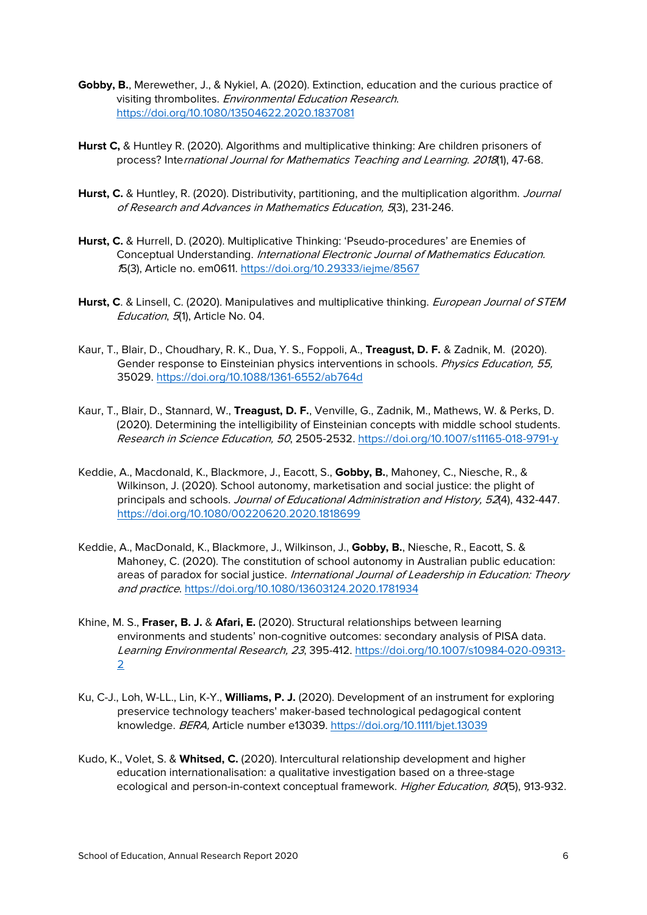**Gobby, B.**, Merewether, J., & Nykiel, A. (2020). Extinction, education and the curious practice of visiting thrombolites. *Environmental Education Research*. https://doi.org/10.1080/13504622.2020.1837081

**Hurst C,** & Huntley R. (2020). Algorithms and multiplicative thinking: Are children prisoners of process? Inte*rnational Journal for Mathematics Teaching and Learning*. *2018*(1), 47-68.

**Hurst, C.** & Huntley, R. (2020). Distributivity, partitioning, and the multiplication algorithm. *Journal of Research and Advances in Mathematics Education, 5*(3), 231-246.

**Hurst, C.** & Hurrell, D. (2020). Multiplicative Thinking: 'Pseudo-procedures' are Enemies of Conceptual Understanding. *International Electronic Journal of Mathematics Education. 1*5(3), Article no. em0611. https://doi.org/10.29333/iejme/8567

**Hurst, C**. & Linsell, C. (2020). Manipulatives and multiplicative thinking. *European Journal of STEM Education*, *5*(1), Article No. 04.

Kaur, T., Blair, D., Choudhary, R. K., Dua, Y. S., Foppoli, A., **Treagust, D. F.** & Zadnik, M. (2020). Gender response to Einsteinian physics interventions in schools. *Physics Education, 55*, 35029. https://doi.org/10.1088/1361-6552/ab764d

Kaur, T., Blair, D., Stannard, W., **Treagust, D. F.**, Venville, G., Zadnik, M., Mathews, W. & Perks, D. (2020). Determining the intelligibility of Einsteinian concepts with middle school students. *Research in Science Education, 50*, 2505-2532. https://doi.org/10.1007/s11165-018-9791-y

Keddie, A., Macdonald, K., Blackmore, J., Eacott, S., **Gobby, B.**, Mahoney, C., Niesche, R., & Wilkinson, J. (2020). School autonomy, marketisation and social justice: the plight of principals and schools. *Journal of Educational Administration and History, 52*(4), 432-447. https://doi.org/10.1080/00220620.2020.1818699

Keddie, A., MacDonald, K., Blackmore, J., Wilkinson, J., **Gobby, B.**, Niesche, R., Eacott, S. & Mahoney, C. (2020). The constitution of school autonomy in Australian public education: areas of paradox for social justice. *International Journal of Leadership in Education: Theory and practice*. https://doi.org/10.1080/13603124.2020.1781934

Khine, M. S., **Fraser, B. J.** & **Afari, E.** (2020). Structural relationships between learning environments and students' non-cognitive outcomes: secondary analysis of PISA data. *Learning Environmental Research, 23*, 395-412. https://doi.org/10.1007/s10984-020-09313-2

Ku, C-J., Loh, W-LL., Lin, K-Y., **Williams, P. J.** (2020). Development of an instrument for exploring preservice technology teachers' maker-based technological pedagogical content knowledge. *BERA,* Article number e13039. https://doi.org/10.1111/bjet.13039

Kudo, K., Volet, S. & **Whitsed, C.** (2020). Intercultural relationship development and higher education internationalisation: a qualitative investigation based on a three-stage ecological and person-in-context conceptual framework. *Higher Education, 80*(5), 913-932.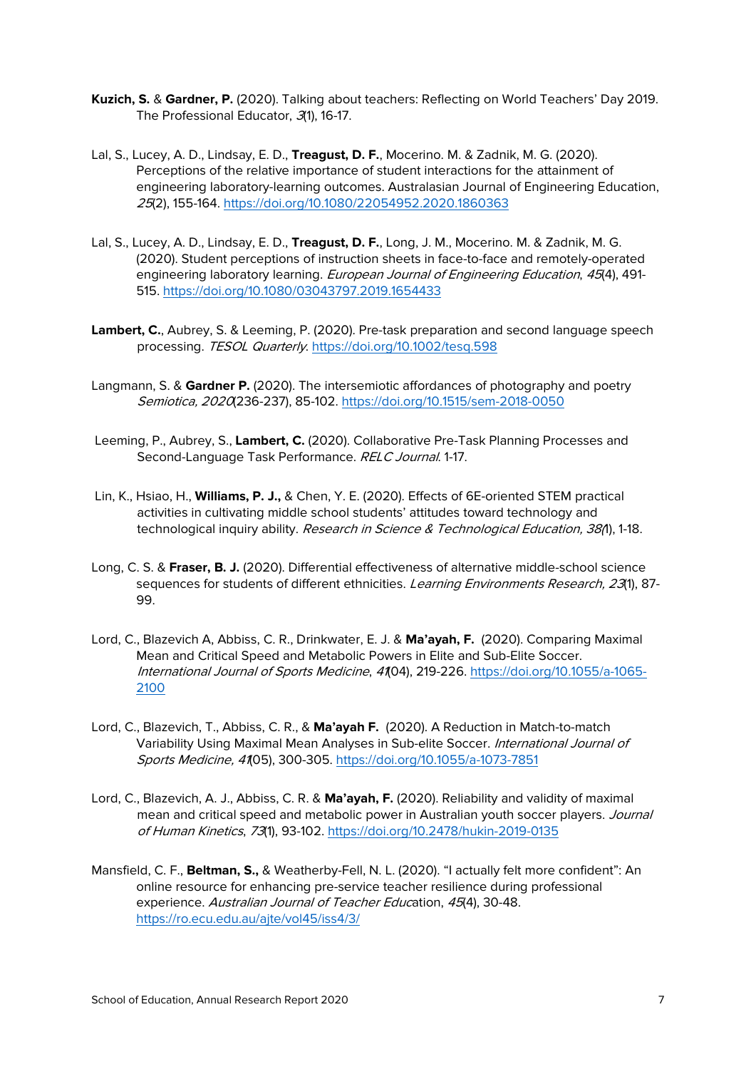**Kuzich, S.** & **Gardner, P.** (2020). Talking about teachers: Reflecting on World Teachers' Day 2019. The Professional Educator, *3*(1), 16-17.

Lal, S., Lucey, A. D., Lindsay, E. D., **Treagust, D. F.**, Mocerino. M. & Zadnik, M. G. (2020). Perceptions of the relative importance of student interactions for the attainment of engineering laboratory-learning outcomes. Australasian Journal of Engineering Education, *25*(2), 155-164. https://doi.org/10.1080/22054952.2020.1860363

Lal, S., Lucey, A. D., Lindsay, E. D., **Treagust, D. F.**, Long, J. M., Mocerino. M. & Zadnik, M. G. (2020). Student perceptions of instruction sheets in face-to-face and remotely-operated engineering laboratory learning. *European Journal of Engineering Education*, *45*(4), 491-515. https://doi.org/10.1080/03043797.2019.1654433

**Lambert, C.**, Aubrey, S. & Leeming, P. (2020). Pre-task preparation and second language speech processing. *TESOL Quarterly*. https://doi.org/10.1002/tesq.598

Langmann, S. & **Gardner P.** (2020). The intersemiotic affordances of photography and poetry *Semiotica, 2020*(236-237), 85-102. https://doi.org/10.1515/sem-2018-0050

Leeming, P., Aubrey, S., **Lambert, C.** (2020). Collaborative Pre-Task Planning Processes and Second-Language Task Performance. *RELC Journal*. 1-17.

Lin, K., Hsiao, H., **Williams, P. J.,** & Chen, Y. E. (2020). Effects of 6E-oriented STEM practical activities in cultivating middle school students' attitudes toward technology and technological inquiry ability. *Research in Science & Technological Education, 38(*1), 1-18.

Long, C. S. & **Fraser, B. J.** (2020). Differential effectiveness of alternative middle-school science sequences for students of different ethnicities. *Learning Environments Research, 23*(1), 87-99.

Lord, C., Blazevich A, Abbiss, C. R., Drinkwater, E. J. & **Ma'ayah, F.** (2020). Comparing Maximal Mean and Critical Speed and Metabolic Powers in Elite and Sub-Elite Soccer. *International Journal of Sports Medicine*, *41*(04), 219-226. https://doi.org/10.1055/a-1065-2100

Lord, C., Blazevich, T., Abbiss, C. R., & **Ma'ayah F.** (2020). A Reduction in Match-to-match Variability Using Maximal Mean Analyses in Sub-elite Soccer. *International Journal of Sports Medicine, 41*(05), 300-305. https://doi.org/10.1055/a-1073-7851

Lord, C., Blazevich, A. J., Abbiss, C. R. & **Ma'ayah, F.** (2020). Reliability and validity of maximal mean and critical speed and metabolic power in Australian youth soccer players. *Journal of Human Kinetics*, *73*(1), 93-102. https://doi.org/10.2478/hukin-2019-0135

Mansfield, C. F., **Beltman, S.,** & Weatherby-Fell, N. L. (2020). "I actually felt more confident": An online resource for enhancing pre-service teacher resilience during professional experience. *Australian Journal of Teacher Educ*ation, *45*(4), 30-48. https://ro.ecu.edu.au/ajte/vol45/iss4/3/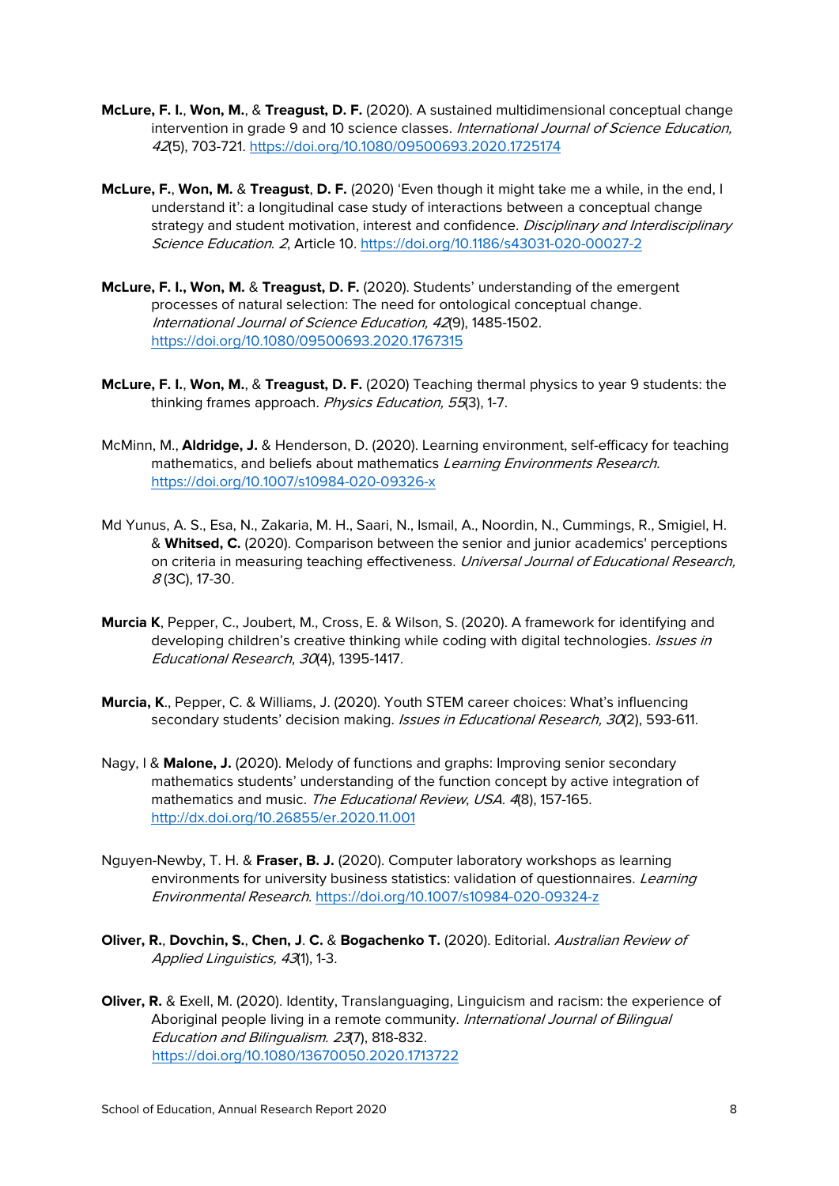**McLure, F. I.**, **Won, M.**, & **Treagust, D. F.** (2020). A sustained multidimensional conceptual change intervention in grade 9 and 10 science classes. *International Journal of Science Education, 42*(5), 703-721. https://doi.org/10.1080/09500693.2020.1725174

**McLure, F.**, **Won, M.** & **Treagust**, **D. F.** (2020) 'Even though it might take me a while, in the end, I understand it': a longitudinal case study of interactions between a conceptual change strategy and student motivation, interest and confidence. *Disciplinary and Interdisciplinary Science Education*. *2*, Article 10. https://doi.org/10.1186/s43031-020-00027-2

**McLure, F. I., Won, M.** & **Treagust, D. F.** (2020). Students' understanding of the emergent processes of natural selection: The need for ontological conceptual change. *International Journal of Science Education, 42*(9), 1485-1502. https://doi.org/10.1080/09500693.2020.1767315

**McLure, F. I.**, **Won, M.**, & **Treagust, D. F.** (2020) Teaching thermal physics to year 9 students: the thinking frames approach. *Physics Education, 55*(3), 1-7.

McMinn, M., **Aldridge, J.** & Henderson, D. (2020). Learning environment, self-efficacy for teaching mathematics, and beliefs about mathematics *Learning Environments Research.* https://doi.org/10.1007/s10984-020-09326-x

Md Yunus, A. S., Esa, N., Zakaria, M. H., Saari, N., Ismail, A., Noordin, N., Cummings, R., Smigiel, H. & **Whitsed, C.** (2020). Comparison between the senior and junior academics' perceptions on criteria in measuring teaching effectiveness. *Universal Journal of Educational Research, 8* (3C), 17-30.

**Murcia K**, Pepper, C., Joubert, M., Cross, E. & Wilson, S. (2020). A framework for identifying and developing children's creative thinking while coding with digital technologies. *Issues in Educational Research*, *30*(4), 1395-1417.

**Murcia, K**., Pepper, C. & Williams, J. (2020). Youth STEM career choices: What's influencing secondary students' decision making. *Issues in Educational Research, 30*(2), 593-611.

Nagy, I & **Malone, J.** (2020). Melody of functions and graphs: Improving senior secondary mathematics students' understanding of the function concept by active integration of mathematics and music. *The Educational Review*, *USA*. *4*(8), 157-165. http://dx.doi.org/10.26855/er.2020.11.001

Nguyen-Newby, T. H. & **Fraser, B. J.** (2020). Computer laboratory workshops as learning environments for university business statistics: validation of questionnaires. *Learning Environmental Research.* https://doi.org/10.1007/s10984-020-09324-z

**Oliver, R.**, **Dovchin, S.**, **Chen, J**. **C.** & **Bogachenko T.** (2020). Editorial. *Australian Review of Applied Linguistics, 43*(1), 1-3.

**Oliver, R.** & Exell, M. (2020). Identity, Translanguaging, Linguicism and racism: the experience of Aboriginal people living in a remote community. *International Journal of Bilingual Education and Bilingualism*. *23*(7), 818-832. https://doi.org/10.1080/13670050.2020.1713722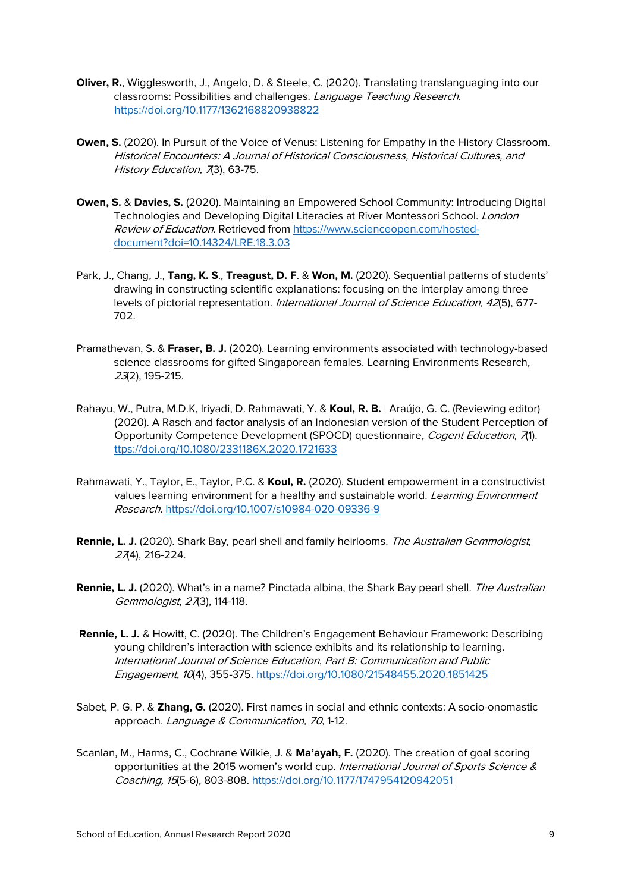**Oliver, R.**, Wigglesworth, J., Angelo, D. & Steele, C. (2020). Translating translanguaging into our classrooms: Possibilities and challenges. *Language Teaching Research*. https://doi.org/10.1177/1362168820938822

**Owen, S.** (2020). In Pursuit of the Voice of Venus: Listening for Empathy in the History Classroom. *Historical Encounters: A Journal of Historical Consciousness, Historical Cultures, and History Education, 7*(3), 63-75.

**Owen, S.** & **Davies, S.** (2020). Maintaining an Empowered School Community: Introducing Digital Technologies and Developing Digital Literacies at River Montessori School. *London Review of Education*. Retrieved from https://www.scienceopen.com/hosted-document?doi=10.14324/LRE.18.3.03

Park, J., Chang, J., **Tang, K. S.**, **Treagust, D. F.** & **Won, M.** (2020). Sequential patterns of students' drawing in constructing scientific explanations: focusing on the interplay among three levels of pictorial representation. *International Journal of Science Education, 42*(5), 677-702.

Pramathevan, S. & **Fraser, B. J.** (2020). Learning environments associated with technology-based science classrooms for gifted Singaporean females. Learning Environments Research, *23*(2), 195-215.

Rahayu, W., Putra, M.D.K, Iriyadi, D. Rahmawati, Y. & **Koul, R. B.** | Araújo, G. C. (Reviewing editor) (2020). A Rasch and factor analysis of an Indonesian version of the Student Perception of Opportunity Competence Development (SPOCD) questionnaire, *Cogent Education*, *7*(1). ttps://doi.org/10.1080/2331186X.2020.1721633

Rahmawati, Y., Taylor, E., Taylor, P.C. & **Koul, R.** (2020). Student empowerment in a constructivist values learning environment for a healthy and sustainable world. *Learning Environment Research*. https://doi.org/10.1007/s10984-020-09336-9

**Rennie, L. J.** (2020). Shark Bay, pearl shell and family heirlooms. *The Australian Gemmologist*, *27*(4), 216-224.

**Rennie, L. J.** (2020). What's in a name? Pinctada albina, the Shark Bay pearl shell. *The Australian Gemmologist*, *27*(3), 114-118.

**Rennie, L. J.** & Howitt, C. (2020). The Children's Engagement Behaviour Framework: Describing young children's interaction with science exhibits and its relationship to learning. *International Journal of Science Education*, *Part B: Communication and Public Engagement, 10*(4), 355-375. https://doi.org/10.1080/21548455.2020.1851425

Sabet, P. G. P. & **Zhang, G.** (2020). First names in social and ethnic contexts: A socio-onomastic approach. *Language & Communication, 70*, 1-12.

Scanlan, M., Harms, C., Cochrane Wilkie, J. & **Ma'ayah, F.** (2020). The creation of goal scoring opportunities at the 2015 women's world cup. *International Journal of Sports Science & Coaching, 15*(5-6), 803-808. https://doi.org/10.1177/1747954120942051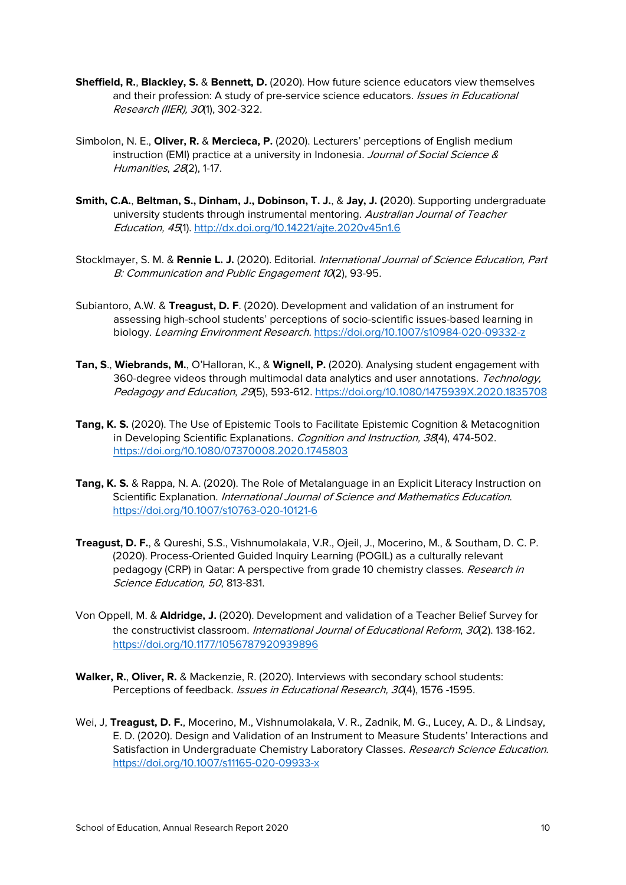**Sheffield, R.**, **Blackley, S.** & **Bennett, D.** (2020). How future science educators view themselves and their profession: A study of pre-service science educators. *Issues in Educational Research (IIER), 30*(1), 302-322.

Simbolon, N. E., **Oliver, R.** & **Mercieca, P.** (2020). Lecturers' perceptions of English medium instruction (EMI) practice at a university in Indonesia. *Journal of Social Science & Humanities*, *28*(2), 1-17.

**Smith, C.A.**, **Beltman, S., Dinham, J., Dobinson, T. J.**, & **Jay, J. (**2020). Supporting undergraduate university students through instrumental mentoring. *Australian Journal of Teacher Education, 45*(1). http://dx.doi.org/10.14221/ajte.2020v45n1.6

Stocklmayer, S. M. & **Rennie L. J.** (2020). Editorial. *International Journal of Science Education, Part B: Communication and Public Engagement 10*(2), 93-95.

Subiantoro, A.W. & **Treagust, D. F**. (2020). Development and validation of an instrument for assessing high-school students' perceptions of socio-scientific issues-based learning in biology. *Learning Environment Research.* https://doi.org/10.1007/s10984-020-09332-z

**Tan, S**., **Wiebrands, M.**, O'Halloran, K., & **Wignell, P.** (2020). Analysing student engagement with 360-degree videos through multimodal data analytics and user annotations. *Technology, Pedagogy and Education*, *29*(5), 593-612. https://doi.org/10.1080/1475939X.2020.1835708

**Tang, K. S.** (2020). The Use of Epistemic Tools to Facilitate Epistemic Cognition & Metacognition in Developing Scientific Explanations. *Cognition and Instruction, 38*(4), 474-502. https://doi.org/10.1080/07370008.2020.1745803

**Tang, K. S.** & Rappa, N. A. (2020). The Role of Metalanguage in an Explicit Literacy Instruction on Scientific Explanation. *International Journal of Science and Mathematics Education*. https://doi.org/10.1007/s10763-020-10121-6

**Treagust, D. F.**, & Qureshi, S.S., Vishnumolakala, V.R., Ojeil, J., Mocerino, M., & Southam, D. C. P. (2020). Process-Oriented Guided Inquiry Learning (POGIL) as a culturally relevant pedagogy (CRP) in Qatar: A perspective from grade 10 chemistry classes. *Research in Science Education, 50*, 813-831.

Von Oppell, M. & **Aldridge, J.** (2020). Development and validation of a Teacher Belief Survey for the constructivist classroom. *International Journal of Educational Reform*, *30*(2). 138-162. https://doi.org/10.1177/1056787920939896

**Walker, R.**, **Oliver, R.** & Mackenzie, R. (2020). Interviews with secondary school students: Perceptions of feedback. *Issues in Educational Research, 30*(4), 1576 -1595.

Wei, J, **Treagust, D. F.**, Mocerino, M., Vishnumolakala, V. R., Zadnik, M. G., Lucey, A. D., & Lindsay, E. D. (2020). Design and Validation of an Instrument to Measure Students' Interactions and Satisfaction in Undergraduate Chemistry Laboratory Classes. *Research Science Education.* https://doi.org/10.1007/s11165-020-09933-x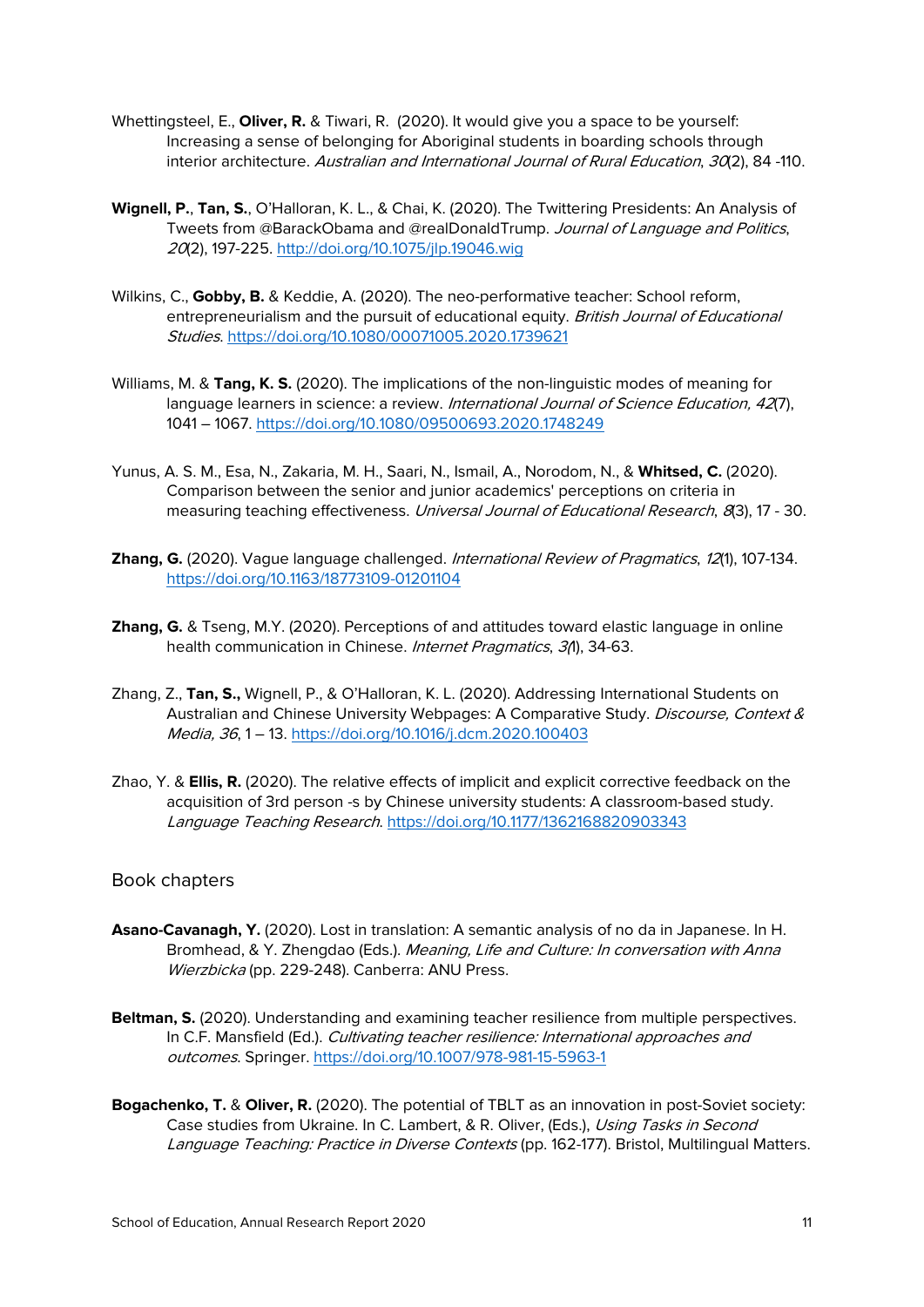Whettingsteel, E., **Oliver, R.** & Tiwari, R. (2020). It would give you a space to be yourself: Increasing a sense of belonging for Aboriginal students in boarding schools through interior architecture. *Australian and International Journal of Rural Education*, *30*(2), 84 -110.

**Wignell, P.**, **Tan, S.**, O'Halloran, K. L., & Chai, K. (2020). The Twittering Presidents: An Analysis of Tweets from @BarackObama and @realDonaldTrump. *Journal of Language and Politics*, *20*(2), 197-225. http://doi.org/10.1075/jlp.19046.wig

Wilkins, C., **Gobby, B.** & Keddie, A. (2020). The neo-performative teacher: School reform, entrepreneurialism and the pursuit of educational equity. *British Journal of Educational Studies*. https://doi.org/10.1080/00071005.2020.1739621

Williams, M. & **Tang, K. S.** (2020). The implications of the non-linguistic modes of meaning for language learners in science: a review. *International Journal of Science Education, 42*(7), 1041 – 1067. https://doi.org/10.1080/09500693.2020.1748249

Yunus, A. S. M., Esa, N., Zakaria, M. H., Saari, N., Ismail, A., Norodom, N., & **Whitsed, C.** (2020). Comparison between the senior and junior academics' perceptions on criteria in measuring teaching effectiveness. *Universal Journal of Educational Research*, *8*(3), 17 - 30.

**Zhang, G.** (2020). Vague language challenged. *International Review of Pragmatics*, *12*(1), 107-134. https://doi.org/10.1163/18773109-01201104

**Zhang, G.** & Tseng, M.Y. (2020). Perceptions of and attitudes toward elastic language in online health communication in Chinese. *Internet Pragmatics*, *3*(1), 34-63.

Zhang, Z., **Tan, S.,** Wignell, P., & O'Halloran, K. L. (2020). Addressing International Students on Australian and Chinese University Webpages: A Comparative Study. *Discourse, Context & Media, 36*, 1 – 13. https://doi.org/10.1016/j.dcm.2020.100403

Zhao, Y. & **Ellis, R.** (2020). The relative effects of implicit and explicit corrective feedback on the acquisition of 3rd person -s by Chinese university students: A classroom-based study. *Language Teaching Research*. https://doi.org/10.1177/1362168820903343

## Book chapters

**Asano-Cavanagh, Y.** (2020). Lost in translation: A semantic analysis of no da in Japanese. In H. Bromhead, & Y. Zhengdao (Eds.). *Meaning, Life and Culture: In conversation with Anna Wierzbicka* (pp. 229-248). Canberra: ANU Press.

**Beltman, S.** (2020). Understanding and examining teacher resilience from multiple perspectives. In C.F. Mansfield (Ed.). *Cultivating teacher resilience: International approaches and outcomes*. Springer. https://doi.org/10.1007/978-981-15-5963-1

**Bogachenko, T.** & **Oliver, R.** (2020). The potential of TBLT as an innovation in post-Soviet society: Case studies from Ukraine. In C. Lambert, & R. Oliver, (Eds.), *Using Tasks in Second Language Teaching: Practice in Diverse Contexts* (pp. 162-177). Bristol, Multilingual Matters.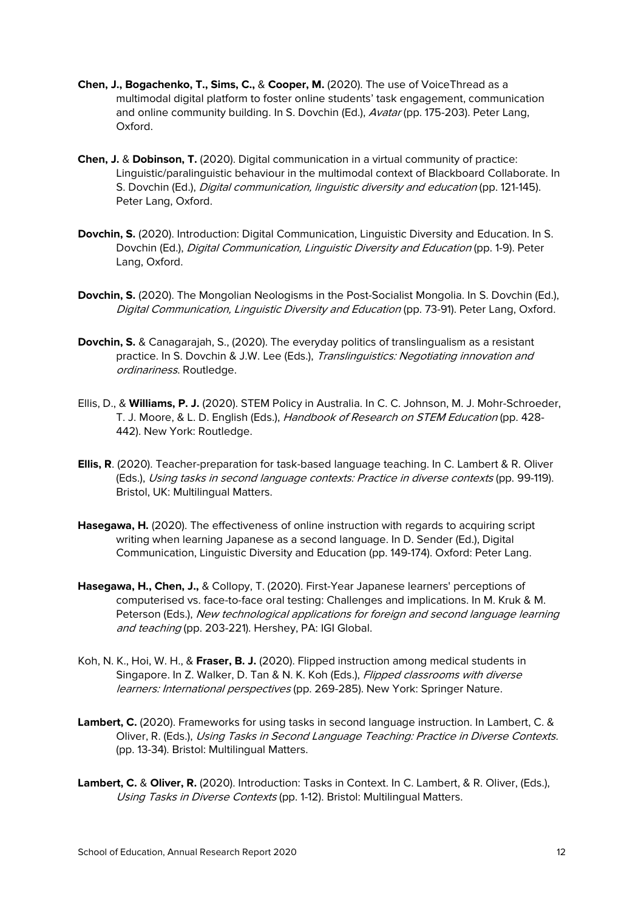**Chen, J., Bogachenko, T., Sims, C.,** & **Cooper, M.** (2020). The use of VoiceThread as a multimodal digital platform to foster online students' task engagement, communication and online community building. In S. Dovchin (Ed.), *Avatar* (pp. 175-203). Peter Lang, Oxford.

**Chen, J.** & **Dobinson, T.** (2020). Digital communication in a virtual community of practice: Linguistic/paralinguistic behaviour in the multimodal context of Blackboard Collaborate. In S. Dovchin (Ed.), *Digital communication, linguistic diversity and education* (pp. 121-145). Peter Lang, Oxford.

**Dovchin, S.** (2020). Introduction: Digital Communication, Linguistic Diversity and Education. In S. Dovchin (Ed.), *Digital Communication, Linguistic Diversity and Education* (pp. 1-9). Peter Lang, Oxford.

**Dovchin, S.** (2020). The Mongolian Neologisms in the Post-Socialist Mongolia. In S. Dovchin (Ed.), *Digital Communication, Linguistic Diversity and Education* (pp. 73-91). Peter Lang, Oxford.

**Dovchin, S.** & Canagarajah, S., (2020). The everyday politics of translingualism as a resistant practice. In S. Dovchin & J.W. Lee (Eds.), *Translinguistics: Negotiating innovation and ordinariness*. Routledge.

Ellis, D., & **Williams, P. J.** (2020). STEM Policy in Australia. In C. C. Johnson, M. J. Mohr-Schroeder, T. J. Moore, & L. D. English (Eds.), *Handbook of Research on STEM Education* (pp. 428-442). New York: Routledge.

**Ellis, R**. (2020). Teacher-preparation for task-based language teaching. In C. Lambert & R. Oliver (Eds.), *Using tasks in second language contexts: Practice in diverse contexts* (pp. 99-119). Bristol, UK: Multilingual Matters.

**Hasegawa, H.** (2020). The effectiveness of online instruction with regards to acquiring script writing when learning Japanese as a second language. In D. Sender (Ed.), Digital Communication, Linguistic Diversity and Education (pp. 149-174). Oxford: Peter Lang.

**Hasegawa, H., Chen, J.,** & Collopy, T. (2020). First-Year Japanese learners' perceptions of computerised vs. face-to-face oral testing: Challenges and implications. In M. Kruk & M. Peterson (Eds.), *New technological applications for foreign and second language learning and teaching* (pp. 203-221). Hershey, PA: IGI Global.

Koh, N. K., Hoi, W. H., & **Fraser, B. J.** (2020). Flipped instruction among medical students in Singapore. In Z. Walker, D. Tan & N. K. Koh (Eds.), *Flipped classrooms with diverse learners: International perspectives* (pp. 269-285). New York: Springer Nature.

**Lambert, C.** (2020). Frameworks for using tasks in second language instruction. In Lambert, C. & Oliver, R. (Eds.), *Using Tasks in Second Language Teaching: Practice in Diverse Contexts.* (pp. 13-34). Bristol: Multilingual Matters.

**Lambert, C.** & **Oliver, R.** (2020). Introduction: Tasks in Context. In C. Lambert, & R. Oliver, (Eds.), *Using Tasks in Diverse Contexts* (pp. 1-12). Bristol: Multilingual Matters.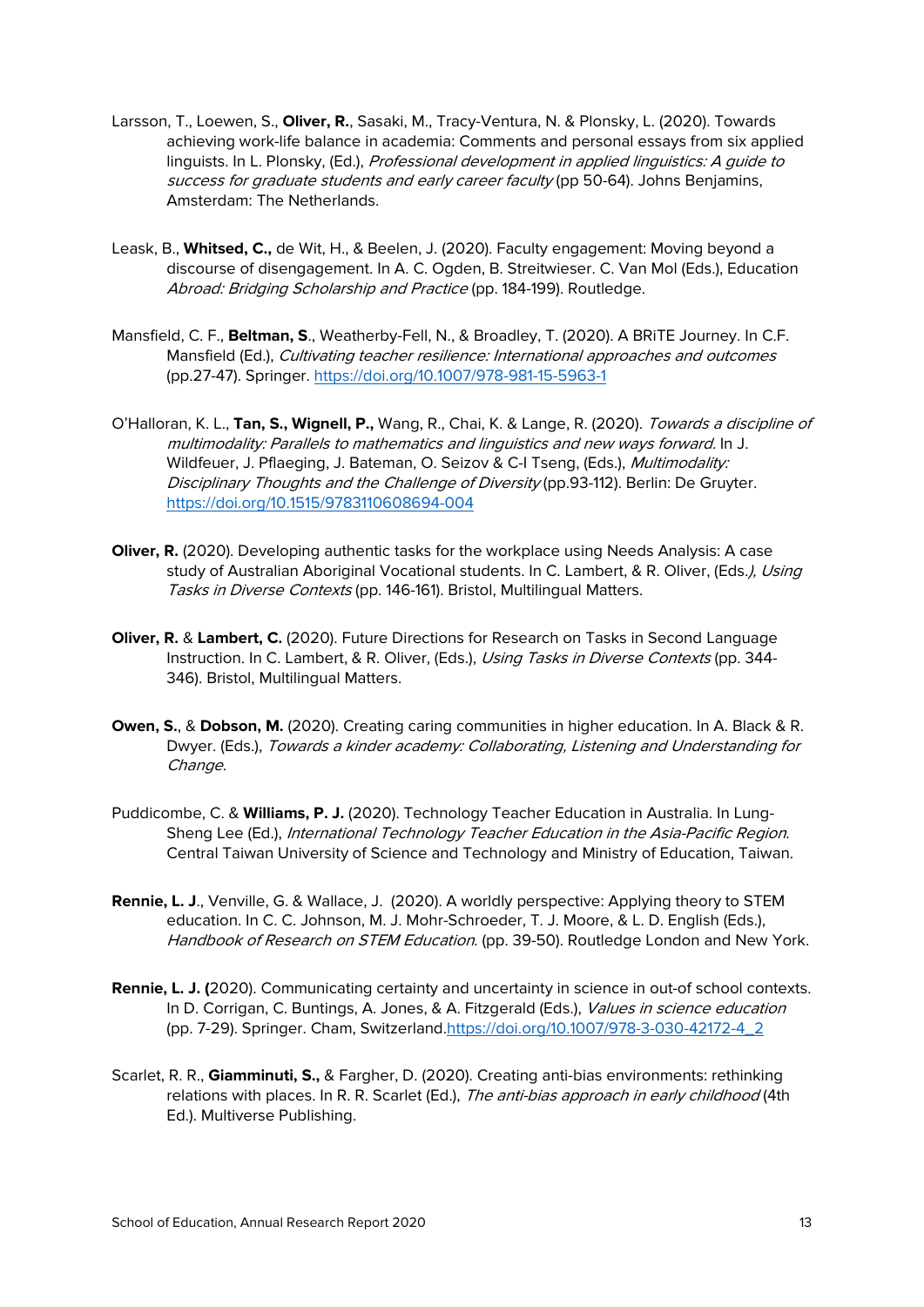Larsson, T., Loewen, S., **Oliver, R.**, Sasaki, M., Tracy-Ventura, N. & Plonsky, L. (2020). Towards achieving work-life balance in academia: Comments and personal essays from six applied linguists. In L. Plonsky, (Ed.), *Professional development in applied linguistics: A guide to success for graduate students and early career faculty* (pp 50-64). Johns Benjamins, Amsterdam: The Netherlands.

Leask, B., **Whitsed, C.,** de Wit, H., & Beelen, J. (2020). Faculty engagement: Moving beyond a discourse of disengagement. In A. C. Ogden, B. Streitwieser. C. Van Mol (Eds.), Education *Abroad: Bridging Scholarship and Practice* (pp. 184-199). Routledge.

Mansfield, C. F., **Beltman, S**., Weatherby-Fell, N., & Broadley, T. (2020). A BRiTE Journey. In C.F. Mansfield (Ed.), *Cultivating teacher resilience: International approaches and outcomes* (pp.27-47). Springer. https://doi.org/10.1007/978-981-15-5963-1

O'Halloran, K. L., **Tan, S., Wignell, P.,** Wang, R., Chai, K. & Lange, R. (2020). *Towards a discipline of multimodality: Parallels to mathematics and linguistics and new ways forward.* In J. Wildfeuer, J. Pflaeging, J. Bateman, O. Seizov & C-I Tseng, (Eds.), *Multimodality: Disciplinary Thoughts and the Challenge of Diversity* (pp.93-112). Berlin: De Gruyter. https://doi.org/10.1515/9783110608694-004

**Oliver, R.** (2020). Developing authentic tasks for the workplace using Needs Analysis: A case study of Australian Aboriginal Vocational students. In C. Lambert, & R. Oliver, (Eds.*), Using Tasks in Diverse Contexts* (pp. 146-161). Bristol, Multilingual Matters.

**Oliver, R.** & **Lambert, C.** (2020). Future Directions for Research on Tasks in Second Language Instruction. In C. Lambert, & R. Oliver, (Eds.), *Using Tasks in Diverse Contexts* (pp. 344-346). Bristol, Multilingual Matters.

**Owen, S.**, & **Dobson, M.** (2020). Creating caring communities in higher education. In A. Black & R. Dwyer. (Eds.), *Towards a kinder academy: Collaborating, Listening and Understanding for Change*.

Puddicombe, C. & **Williams, P. J.** (2020). Technology Teacher Education in Australia. In Lung-Sheng Lee (Ed.), *International Technology Teacher Education in the Asia-Pacific Region*. Central Taiwan University of Science and Technology and Ministry of Education, Taiwan.

**Rennie, L. J**., Venville, G. & Wallace, J. (2020). A worldly perspective: Applying theory to STEM education. In C. C. Johnson, M. J. Mohr-Schroeder, T. J. Moore, & L. D. English (Eds.), *Handbook of Research on STEM Education*. (pp. 39-50). Routledge London and New York.

**Rennie, L. J. (**2020). Communicating certainty and uncertainty in science in out-of school contexts. In D. Corrigan, C. Buntings, A. Jones, & A. Fitzgerald (Eds.), *Values in science education* (pp. 7-29). Springer. Cham, Switzerland.https://doi.org/10.1007/978-3-030-42172-4_2

Scarlet, R. R., **Giamminuti, S.,** & Fargher, D. (2020). Creating anti-bias environments: rethinking relations with places. In R. R. Scarlet (Ed.), *The anti-bias approach in early childhood* (4th Ed.). Multiverse Publishing.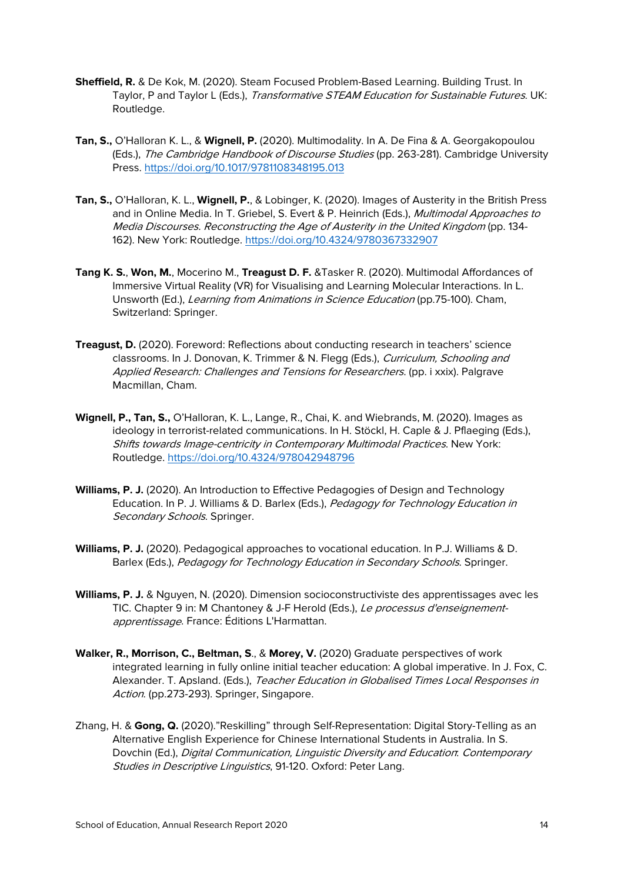**Sheffield, R.** & De Kok, M. (2020). Steam Focused Problem-Based Learning. Building Trust. In Taylor, P and Taylor L (Eds.), *Transformative STEAM Education for Sustainable Futures*. UK: Routledge.

**Tan, S.,** O'Halloran K. L., & **Wignell, P.** (2020). Multimodality. In A. De Fina & A. Georgakopoulou (Eds.), *The Cambridge Handbook of Discourse Studies* (pp. 263-281). Cambridge University Press. https://doi.org/10.1017/9781108348195.013

**Tan, S.,** O'Halloran, K. L., **Wignell, P.**, & Lobinger, K. (2020). Images of Austerity in the British Press and in Online Media. In T. Griebel, S. Evert & P. Heinrich (Eds.), *Multimodal Approaches to Media Discourses. Reconstructing the Age of Austerity in the United Kingdom* (pp. 134-162). New York: Routledge. https://doi.org/10.4324/9780367332907

**Tang K. S.**, **Won, M.**, Mocerino M., **Treagust D. F.** &Tasker R. (2020). Multimodal Affordances of Immersive Virtual Reality (VR) for Visualising and Learning Molecular Interactions. In L. Unsworth (Ed.), *Learning from Animations in Science Education* (pp.75-100). Cham, Switzerland: Springer.

**Treagust, D.** (2020). Foreword: Reflections about conducting research in teachers' science classrooms. In J. Donovan, K. Trimmer & N. Flegg (Eds.), *Curriculum, Schooling and Applied Research: Challenges and Tensions for Researchers*. (pp. i xxix). Palgrave Macmillan, Cham.

**Wignell, P., Tan, S.,** O'Halloran, K. L., Lange, R., Chai, K. and Wiebrands, M. (2020). Images as ideology in terrorist-related communications. In H. Stöckl, H. Caple & J. Pflaeging (Eds.), *Shifts towards Image-centricity in Contemporary Multimodal Practices*. New York: Routledge. https://doi.org/10.4324/978042948796

**Williams, P. J.** (2020). An Introduction to Effective Pedagogies of Design and Technology Education. In P. J. Williams & D. Barlex (Eds.), *Pedagogy for Technology Education in Secondary Schools*. Springer.

**Williams, P. J.** (2020). Pedagogical approaches to vocational education. In P.J. Williams & D. Barlex (Eds.), *Pedagogy for Technology Education in Secondary Schools*. Springer.

**Williams, P. J.** & Nguyen, N. (2020). Dimension socioconstructiviste des apprentissages avec les TIC. Chapter 9 in: M Chantoney & J-F Herold (Eds.), *Le processus d'enseignement-apprentissage*. France: Éditions L'Harmattan.

**Walker, R., Morrison, C., Beltman, S**., & **Morey, V.** (2020) Graduate perspectives of work integrated learning in fully online initial teacher education: A global imperative. In J. Fox, C. Alexander. T. Apsland. (Eds.), *Teacher Education in Globalised Times Local Responses in Action*. (pp.273-293). Springer, Singapore.

Zhang, H. & **Gong, Q.** (2020)."Reskilling" through Self-Representation: Digital Story-Telling as an Alternative English Experience for Chinese International Students in Australia. In S. Dovchin (Ed.), *Digital Communication, Linguistic Diversity and Education: Contemporary Studies in Descriptive Linguistics*, 91-120. Oxford: Peter Lang.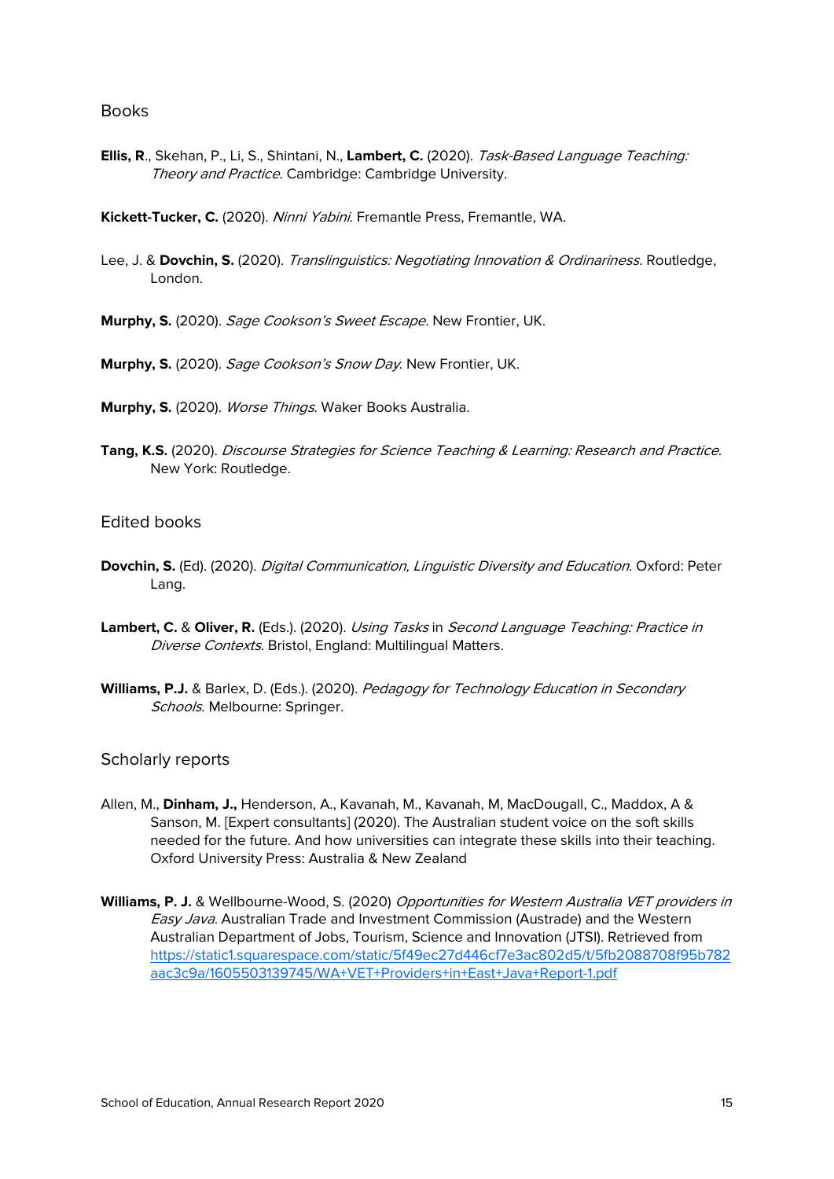## Books

**Ellis, R**., Skehan, P., Li, S., Shintani, N., **Lambert, C.** (2020). *Task-Based Language Teaching: Theory and Practice*. Cambridge: Cambridge University.

**Kickett-Tucker, C.** (2020). *Ninni Yabini*. Fremantle Press, Fremantle, WA.

Lee, J. & **Dovchin, S.** (2020). *Translinguistics: Negotiating Innovation & Ordinariness*. Routledge, London.

**Murphy, S.** (2020). *Sage Cookson's Sweet Escape*. New Frontier, UK.

**Murphy, S.** (2020). *Sage Cookson's Snow Day*. New Frontier, UK.

**Murphy, S.** (2020). *Worse Things*. Waker Books Australia.

**Tang, K.S.** (2020). *Discourse Strategies for Science Teaching & Learning: Research and Practice*. New York: Routledge.

## Edited books

**Dovchin, S.** (Ed). (2020). *Digital Communication, Linguistic Diversity and Education.* Oxford: Peter Lang.

**Lambert, C.** & **Oliver, R.** (Eds.). (2020). *Using Tasks* in *Second Language Teaching: Practice in Diverse Contexts*. Bristol, England: Multilingual Matters.

**Williams, P.J.** & Barlex, D. (Eds.). (2020). *Pedagogy for Technology Education in Secondary Schools*. Melbourne: Springer.

## Scholarly reports

Allen, M., **Dinham, J.,** Henderson, A., Kavanah, M., Kavanah, M, MacDougall, C., Maddox, A & Sanson, M. [Expert consultants] (2020). The Australian student voice on the soft skills needed for the future. And how universities can integrate these skills into their teaching. Oxford University Press: Australia & New Zealand

**Williams, P. J.** & Wellbourne-Wood, S. (2020) *Opportunities for Western Australia VET providers in Easy Java*. Australian Trade and Investment Commission (Austrade) and the Western Australian Department of Jobs, Tourism, Science and Innovation (JTSI). Retrieved from https://static1.squarespace.com/static/5f49ec27d446cf7e3ac802d5/t/5fb2088708f95b782aac3c9a/1605503139745/WA+VET+Providers+in+East+Java+Report-1.pdf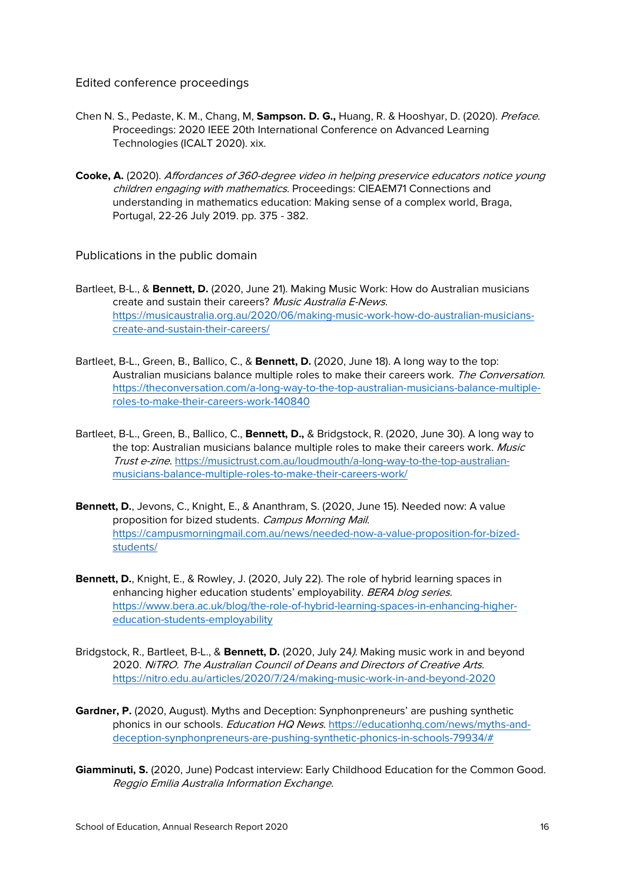## Edited conference proceedings

Chen N. S., Pedaste, K. M., Chang, M, **Sampson. D. G.,** Huang, R. & Hooshyar, D. (2020). *Preface.* Proceedings: 2020 IEEE 20th International Conference on Advanced Learning Technologies (ICALT 2020). xix.

**Cooke, A.** (2020). *Affordances of 360-degree video in helping preservice educators notice young children engaging with mathematics*. Proceedings: CIEAEM71 Connections and understanding in mathematics education: Making sense of a complex world, Braga, Portugal, 22-26 July 2019. pp. 375 - 382.

## Publications in the public domain

Bartleet, B-L., & **Bennett, D.** (2020, June 21). Making Music Work: How do Australian musicians create and sustain their careers? *Music Australia E-News.* https://musicaustralia.org.au/2020/06/making-music-work-how-do-australian-musicians-create-and-sustain-their-careers/

Bartleet, B-L., Green, B., Ballico, C., & **Bennett, D.** (2020, June 18). A long way to the top: Australian musicians balance multiple roles to make their careers work. *The Conversation.* https://theconversation.com/a-long-way-to-the-top-australian-musicians-balance-multiple-roles-to-make-their-careers-work-140840

Bartleet, B-L., Green, B., Ballico, C., **Bennett, D.,** & Bridgstock, R. (2020, June 30). A long way to the top: Australian musicians balance multiple roles to make their careers work. *Music Trust e-zine*. https://musictrust.com.au/loudmouth/a-long-way-to-the-top-australian-musicians-balance-multiple-roles-to-make-their-careers-work/

**Bennett, D.**, Jevons, C., Knight, E., & Ananthram, S. (2020, June 15). Needed now: A value proposition for bized students. *Campus Morning Mail.* https://campusmorningmail.com.au/news/needed-now-a-value-proposition-for-bized-students/

**Bennett, D.**, Knight, E., & Rowley, J. (2020, July 22). The role of hybrid learning spaces in enhancing higher education students' employability. *BERA blog series.* https://www.bera.ac.uk/blog/the-role-of-hybrid-learning-spaces-in-enhancing-higher-education-students-employability

Bridgstock, R., Bartleet, B-L., & **Bennett, D.** (2020, July 24*).* Making music work in and beyond 2020. *NiTRO. The Australian Council of Deans and Directors of Creative Arts.* https://nitro.edu.au/articles/2020/7/24/making-music-work-in-and-beyond-2020

**Gardner, P.** (2020, August). Myths and Deception: Synphonpreneurs' are pushing synthetic phonics in our schools. *Education HQ News*. https://educationhq.com/news/myths-and-deception-synphonpreneurs-are-pushing-synthetic-phonics-in-schools-79934/#

**Giamminuti, S.** (2020, June) Podcast interview: Early Childhood Education for the Common Good. *Reggio Emilia Australia Information Exchange*.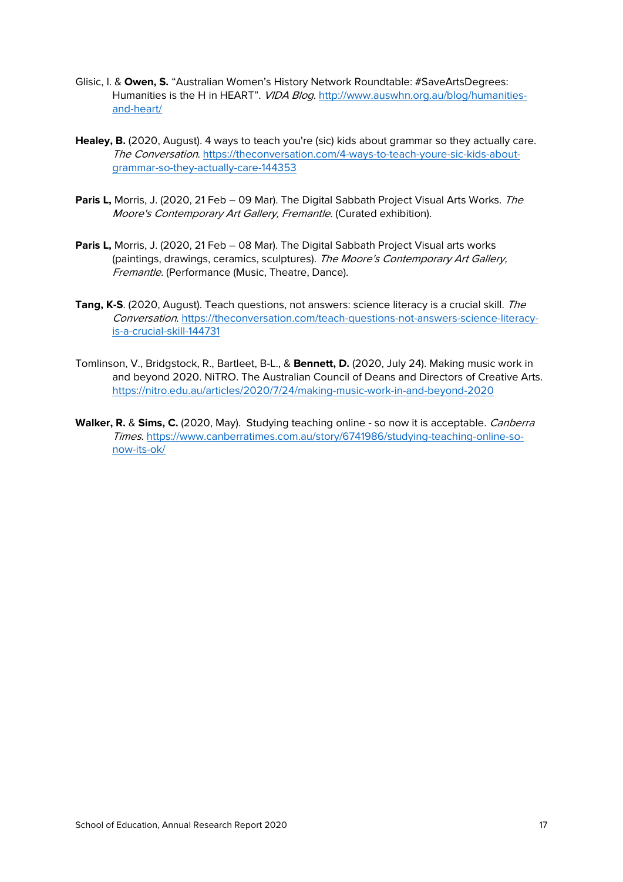Glisic, I. & **Owen, S.** “Australian Women’s History Network Roundtable: #SaveArtsDegrees: Humanities is the H in HEART”. *VIDA Blog*. http://www.auswhn.org.au/blog/humanities-and-heart/

**Healey, B.** (2020, August). 4 ways to teach you're (sic) kids about grammar so they actually care. *The Conversation*. https://theconversation.com/4-ways-to-teach-youre-sic-kids-about-grammar-so-they-actually-care-144353

**Paris L,** Morris, J. (2020, 21 Feb – 09 Mar). The Digital Sabbath Project Visual Arts Works. *The Moore's Contemporary Art Gallery, Fremantle*. (Curated exhibition).

**Paris L,** Morris, J. (2020, 21 Feb – 08 Mar). The Digital Sabbath Project Visual arts works (paintings, drawings, ceramics, sculptures). *The Moore's Contemporary Art Gallery, Fremantle*. (Performance (Music, Theatre, Dance).

**Tang, K-S**. (2020, August). Teach questions, not answers: science literacy is a crucial skill. *The Conversation*. https://theconversation.com/teach-questions-not-answers-science-literacy-is-a-crucial-skill-144731

Tomlinson, V., Bridgstock, R., Bartleet, B-L., & **Bennett, D.** (2020, July 24). Making music work in and beyond 2020. NiTRO. The Australian Council of Deans and Directors of Creative Arts. https://nitro.edu.au/articles/2020/7/24/making-music-work-in-and-beyond-2020

**Walker, R.** & **Sims, C.** (2020, May). Studying teaching online - so now it is acceptable. *Canberra Times*. https://www.canberratimes.com.au/story/6741986/studying-teaching-online-so-now-its-ok/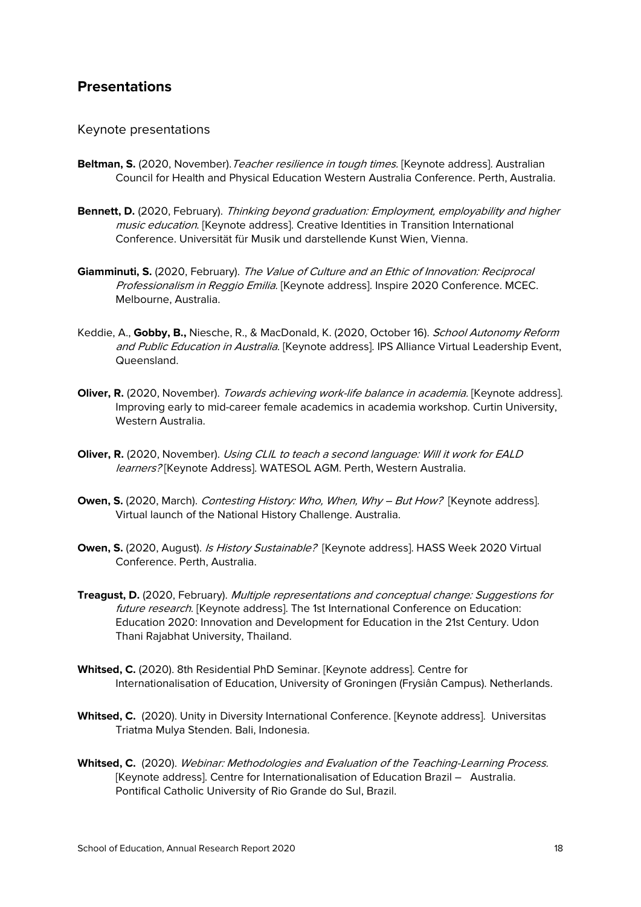## Presentations

### Keynote presentations

**Beltman, S.** (2020, November). *Teacher resilience in tough times*. [Keynote address]. Australian Council for Health and Physical Education Western Australia Conference. Perth, Australia.

**Bennett, D.** (2020, February). *Thinking beyond graduation: Employment, employability and higher music education*. [Keynote address]. Creative Identities in Transition International Conference. Universität für Musik und darstellende Kunst Wien, Vienna.

**Giamminuti, S.** (2020, February). *The Value of Culture and an Ethic of Innovation: Reciprocal Professionalism in Reggio Emilia*. [Keynote address]. Inspire 2020 Conference. MCEC. Melbourne, Australia.

Keddie, A., **Gobby, B.,** Niesche, R., & MacDonald, K. (2020, October 16). *School Autonomy Reform and Public Education in Australia*. [Keynote address]. IPS Alliance Virtual Leadership Event, Queensland.

**Oliver, R.** (2020, November). *Towards achieving work-life balance in academia*. [Keynote address]. Improving early to mid-career female academics in academia workshop. Curtin University, Western Australia.

**Oliver, R.** (2020, November). *Using CLIL to teach a second language: Will it work for EALD learners?* [Keynote Address]. WATESOL AGM. Perth, Western Australia.

**Owen, S.** (2020, March). *Contesting History: Who, When, Why – But How?* [Keynote address]. Virtual launch of the National History Challenge. Australia.

**Owen, S.** (2020, August). *Is History Sustainable?* [Keynote address]. HASS Week 2020 Virtual Conference. Perth, Australia.

**Treagust, D.** (2020, February). *Multiple representations and conceptual change: Suggestions for future research*. [Keynote address]. The 1st International Conference on Education: Education 2020: Innovation and Development for Education in the 21st Century. Udon Thani Rajabhat University, Thailand.

**Whitsed, C.** (2020). 8th Residential PhD Seminar. [Keynote address]. Centre for Internationalisation of Education, University of Groningen (Frysiân Campus). Netherlands.

**Whitsed, C.** (2020). Unity in Diversity International Conference. [Keynote address]. Universitas Triatma Mulya Stenden. Bali, Indonesia.

**Whitsed, C.** (2020). *Webinar: Methodologies and Evaluation of the Teaching-Learning Process.* [Keynote address]. Centre for Internationalisation of Education Brazil – Australia. Pontifical Catholic University of Rio Grande do Sul, Brazil.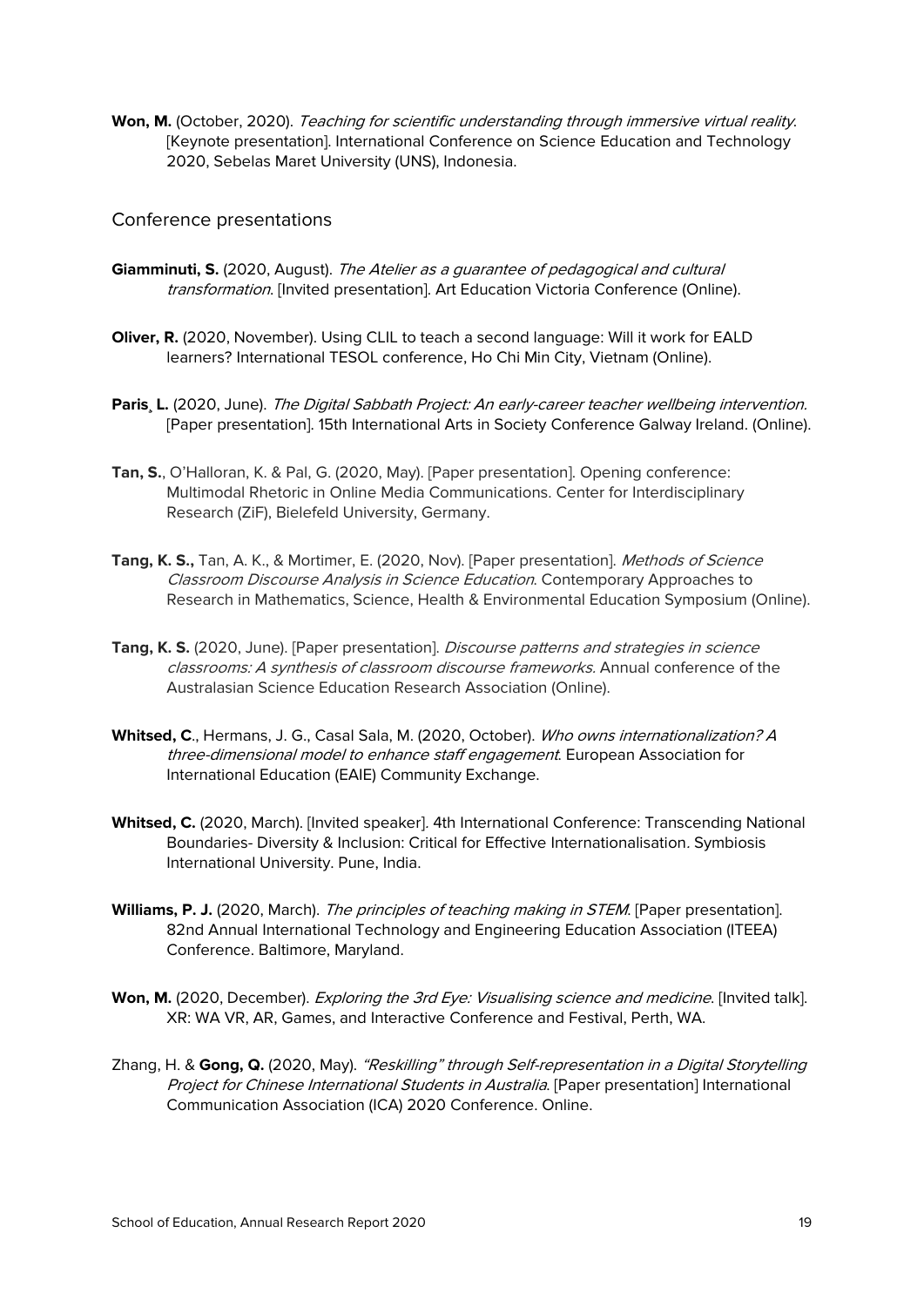**Won, M.** (October, 2020). *Teaching for scientific understanding through immersive virtual reality*. [Keynote presentation]. International Conference on Science Education and Technology 2020, Sebelas Maret University (UNS), Indonesia.

## Conference presentations

**Giamminuti, S.** (2020, August). *The Atelier as a guarantee of pedagogical and cultural transformation*. [Invited presentation]. Art Education Victoria Conference (Online).

**Oliver, R.** (2020, November). Using CLIL to teach a second language: Will it work for EALD learners? International TESOL conference, Ho Chi Min City, Vietnam (Online).

**Paris¸ L.** (2020, June). *The Digital Sabbath Project: An early-career teacher wellbeing intervention.* [Paper presentation]. 15th International Arts in Society Conference Galway Ireland. (Online).

**Tan, S.**, O'Halloran, K. & Pal, G. (2020, May). [Paper presentation]. Opening conference: Multimodal Rhetoric in Online Media Communications. Center for Interdisciplinary Research (ZiF), Bielefeld University, Germany.

**Tang, K. S.,** Tan, A. K., & Mortimer, E. (2020, Nov). [Paper presentation]. *Methods of Science Classroom Discourse Analysis in Science Education*. Contemporary Approaches to Research in Mathematics, Science, Health & Environmental Education Symposium (Online).

**Tang, K. S.** (2020, June). [Paper presentation]. *Discourse patterns and strategies in science classrooms: A synthesis of classroom discourse frameworks.* Annual conference of the Australasian Science Education Research Association (Online).

**Whitsed, C**., Hermans, J. G., Casal Sala, M. (2020, October). *Who owns internationalization? A three-dimensional model to enhance staff engagement*. European Association for International Education (EAIE) Community Exchange.

**Whitsed, C.** (2020, March). [Invited speaker]. 4th International Conference: Transcending National Boundaries- Diversity & Inclusion: Critical for Effective Internationalisation. Symbiosis International University. Pune, India.

**Williams, P. J.** (2020, March). *The principles of teaching making in STEM*. [Paper presentation]. 82nd Annual International Technology and Engineering Education Association (ITEEA) Conference. Baltimore, Maryland.

**Won, M.** (2020, December). *Exploring the 3rd Eye: Visualising science and medicine*. [Invited talk]. XR: WA VR, AR, Games, and Interactive Conference and Festival, Perth, WA.

Zhang, H. & **Gong, Q.** (2020, May). *"Reskilling" through Self-representation in a Digital Storytelling Project for Chinese International Students in Australia*. [Paper presentation] International Communication Association (ICA) 2020 Conference. Online.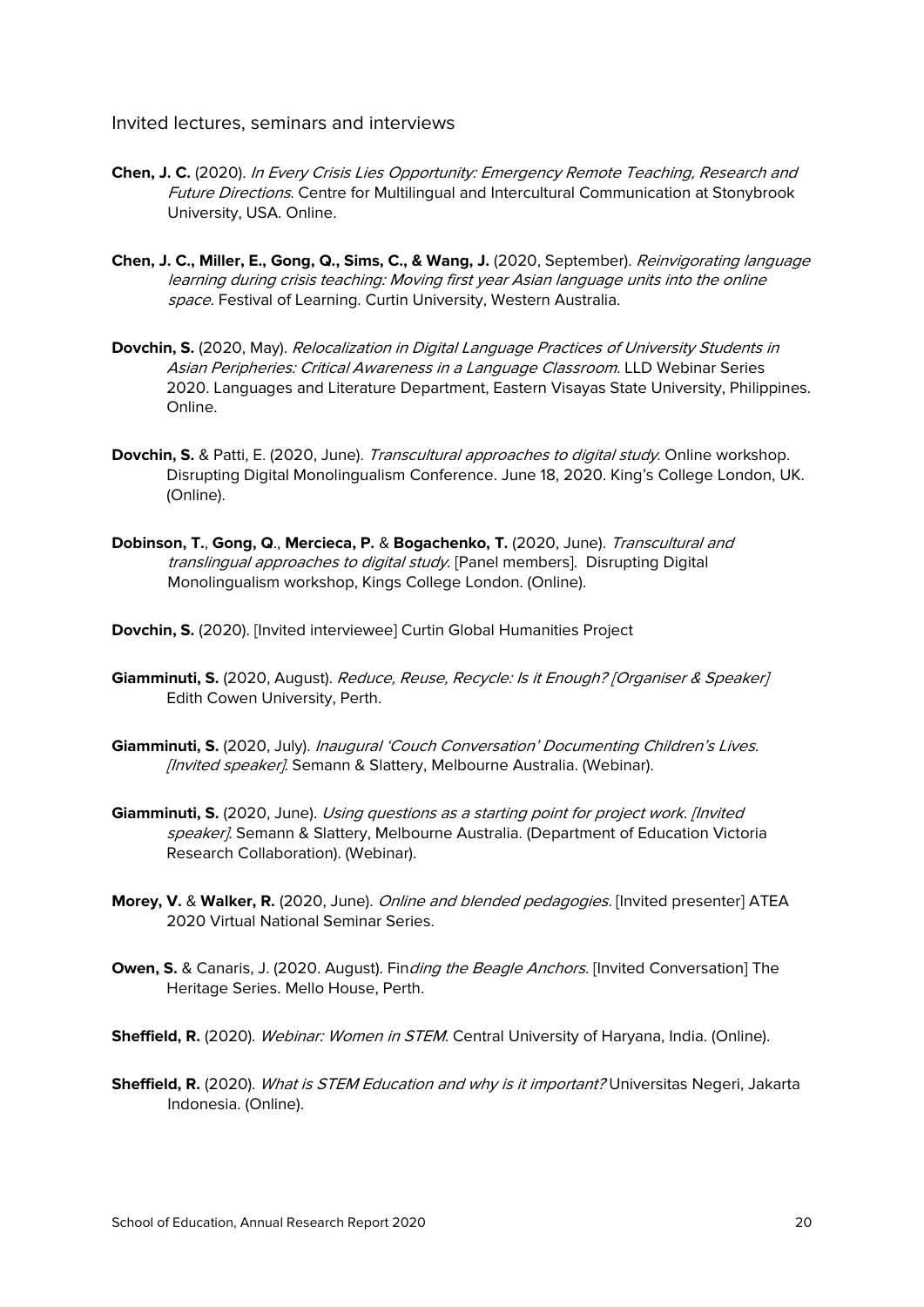## Invited lectures, seminars and interviews

**Chen, J. C.** (2020). *In Every Crisis Lies Opportunity: Emergency Remote Teaching, Research and Future Directions*. Centre for Multilingual and Intercultural Communication at Stonybrook University, USA. Online.

**Chen, J. C., Miller, E., Gong, Q., Sims, C., & Wang, J.** (2020, September). *Reinvigorating language learning during crisis teaching: Moving first year Asian language units into the online space.* Festival of Learning. Curtin University, Western Australia.

**Dovchin, S.** (2020, May). *Relocalization in Digital Language Practices of University Students in Asian Peripheries: Critical Awareness in a Language Classroom*. LLD Webinar Series 2020. Languages and Literature Department, Eastern Visayas State University, Philippines. Online.

**Dovchin, S.** & Patti, E. (2020, June). *Transcultural approaches to digital study*. Online workshop. Disrupting Digital Monolingualism Conference. June 18, 2020. King's College London, UK. (Online).

**Dobinson, T.**, **Gong, Q**., **Mercieca, P.** & **Bogachenko, T.** (2020, June). *Transcultural and translingual approaches to digital study*. [Panel members]. Disrupting Digital Monolingualism workshop, Kings College London. (Online).

**Dovchin, S.** (2020). [Invited interviewee] Curtin Global Humanities Project

**Giamminuti, S.** (2020, August). *Reduce, Reuse, Recycle: Is it Enough? [Organiser & Speaker]* Edith Cowen University, Perth.

**Giamminuti, S.** (2020, July). *Inaugural 'Couch Conversation' Documenting Children's Lives. [Invited speaker]*. Semann & Slattery, Melbourne Australia. (Webinar).

**Giamminuti, S.** (2020, June). *Using questions as a starting point for project work. [Invited speaker]*. Semann & Slattery, Melbourne Australia. (Department of Education Victoria Research Collaboration). (Webinar).

**Morey, V.** & **Walker, R.** (2020, June). *Online and blended pedagogies*. [Invited presenter] ATEA 2020 Virtual National Seminar Series.

**Owen, S.** & Canaris, J. (2020. August). Fin*ding the Beagle Anchors*. [Invited Conversation] The Heritage Series. Mello House, Perth.

**Sheffield, R.** (2020). *Webinar: Women in STEM*. Central University of Haryana, India. (Online).

**Sheffield, R.** (2020). *What is STEM Education and why is it important?* Universitas Negeri, Jakarta Indonesia. (Online).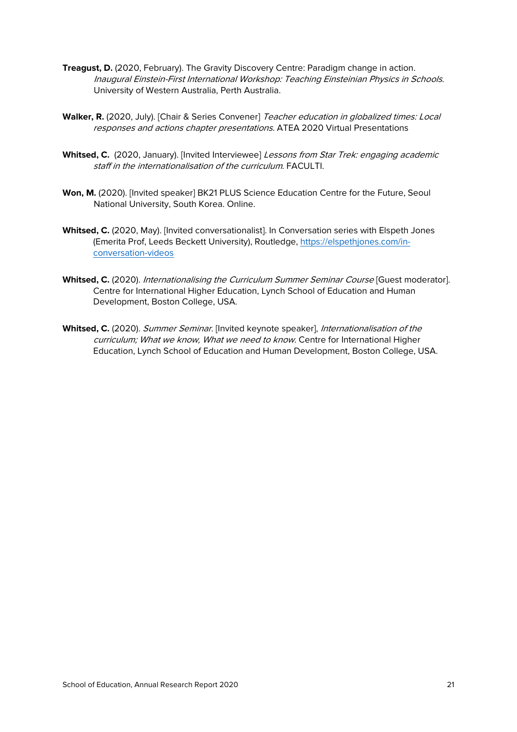**Treagust, D.** (2020, February). The Gravity Discovery Centre: Paradigm change in action. *Inaugural Einstein-First International Workshop: Teaching Einsteinian Physics in Schools*. University of Western Australia, Perth Australia.

**Walker, R.** (2020, July). [Chair & Series Convener] *Teacher education in globalized times: Local responses and actions chapter presentations*. ATEA 2020 Virtual Presentations

**Whitsed, C.** (2020, January). [Invited Interviewee] *Lessons from Star Trek: engaging academic staff in the internationalisation of the curriculum*. FACULTI.

**Won, M.** (2020). [Invited speaker] BK21 PLUS Science Education Centre for the Future, Seoul National University, South Korea. Online.

**Whitsed, C.** (2020, May). [Invited conversationalist]. In Conversation series with Elspeth Jones (Emerita Prof, Leeds Beckett University), Routledge, [https://elspethjones.com/in-conversation-videos](https://elspethjones.com/in-conversation-videos)

**Whitsed, C.** (2020). *Internationalising the Curriculum Summer Seminar Course* [Guest moderator]. Centre for International Higher Education, Lynch School of Education and Human Development, Boston College, USA.

**Whitsed, C.** (2020). *Summer Seminar.* [Invited keynote speaker], *Internationalisation of the curriculum; What we know, What we need to know.* Centre for International Higher Education, Lynch School of Education and Human Development, Boston College, USA.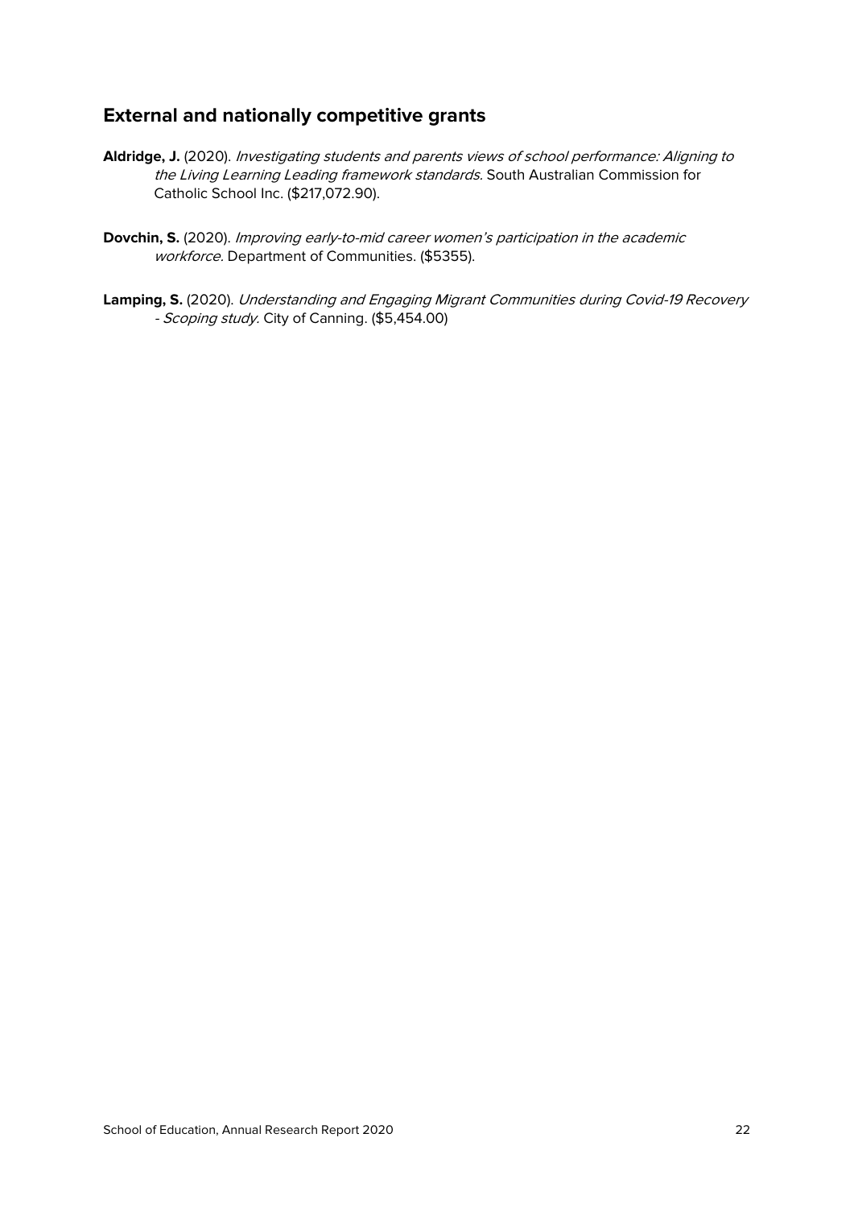## External and nationally competitive grants

**Aldridge, J.** (2020). *Investigating students and parents views of school performance: Aligning to the Living Learning Leading framework standards.* South Australian Commission for Catholic School Inc. ($217,072.90).

**Dovchin, S.** (2020). *Improving early-to-mid career women's participation in the academic workforce.* Department of Communities. ($5355).

**Lamping, S.** (2020). *Understanding and Engaging Migrant Communities during Covid-19 Recovery - Scoping study.* City of Canning. ($5,454.00)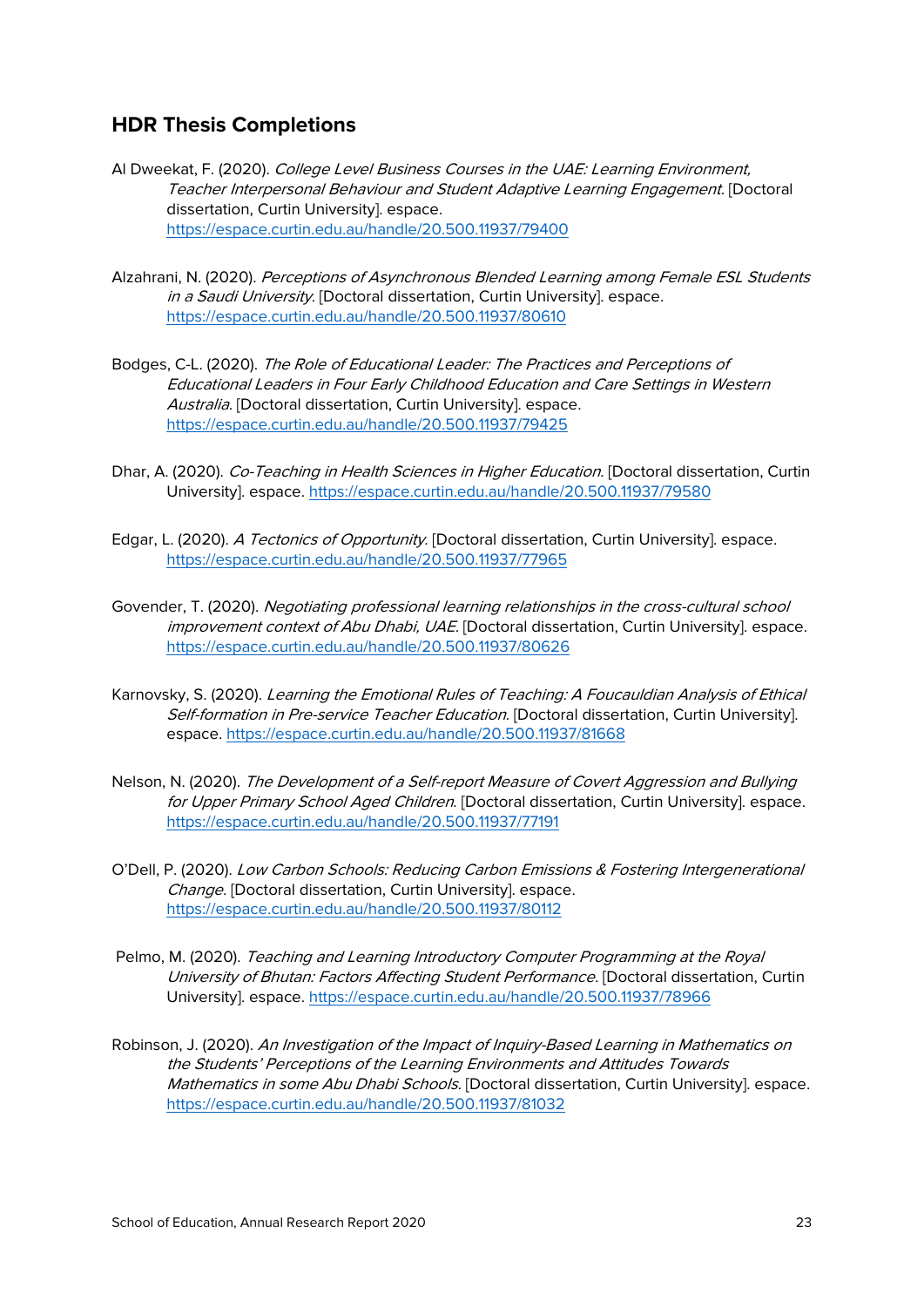## HDR Thesis Completions

Al Dweekat, F. (2020). *College Level Business Courses in the UAE: Learning Environment, Teacher Interpersonal Behaviour and Student Adaptive Learning Engagement.* [Doctoral dissertation, Curtin University]. espace. https://espace.curtin.edu.au/handle/20.500.11937/79400

Alzahrani, N. (2020). *Perceptions of Asynchronous Blended Learning among Female ESL Students in a Saudi University.* [Doctoral dissertation, Curtin University]. espace. https://espace.curtin.edu.au/handle/20.500.11937/80610

Bodges, C-L. (2020). *The Role of Educational Leader: The Practices and Perceptions of Educational Leaders in Four Early Childhood Education and Care Settings in Western Australia.* [Doctoral dissertation, Curtin University]. espace. https://espace.curtin.edu.au/handle/20.500.11937/79425

Dhar, A. (2020). *Co-Teaching in Health Sciences in Higher Education.* [Doctoral dissertation, Curtin University]. espace. https://espace.curtin.edu.au/handle/20.500.11937/79580

Edgar, L. (2020). *A Tectonics of Opportunity.* [Doctoral dissertation, Curtin University]. espace. https://espace.curtin.edu.au/handle/20.500.11937/77965

Govender, T. (2020). *Negotiating professional learning relationships in the cross-cultural school improvement context of Abu Dhabi, UAE.* [Doctoral dissertation, Curtin University]. espace. https://espace.curtin.edu.au/handle/20.500.11937/80626

Karnovsky, S. (2020). *Learning the Emotional Rules of Teaching: A Foucauldian Analysis of Ethical Self-formation in Pre-service Teacher Education.* [Doctoral dissertation, Curtin University]. espace. https://espace.curtin.edu.au/handle/20.500.11937/81668

Nelson, N. (2020). *The Development of a Self-report Measure of Covert Aggression and Bullying for Upper Primary School Aged Children.* [Doctoral dissertation, Curtin University]. espace. https://espace.curtin.edu.au/handle/20.500.11937/77191

O'Dell, P. (2020). *Low Carbon Schools: Reducing Carbon Emissions & Fostering Intergenerational Change.* [Doctoral dissertation, Curtin University]. espace. https://espace.curtin.edu.au/handle/20.500.11937/80112

Pelmo, M. (2020). *Teaching and Learning Introductory Computer Programming at the Royal University of Bhutan: Factors Affecting Student Performance.* [Doctoral dissertation, Curtin University]. espace. https://espace.curtin.edu.au/handle/20.500.11937/78966

Robinson, J. (2020). *An Investigation of the Impact of Inquiry-Based Learning in Mathematics on the Students' Perceptions of the Learning Environments and Attitudes Towards Mathematics in some Abu Dhabi Schools.* [Doctoral dissertation, Curtin University]. espace. https://espace.curtin.edu.au/handle/20.500.11937/81032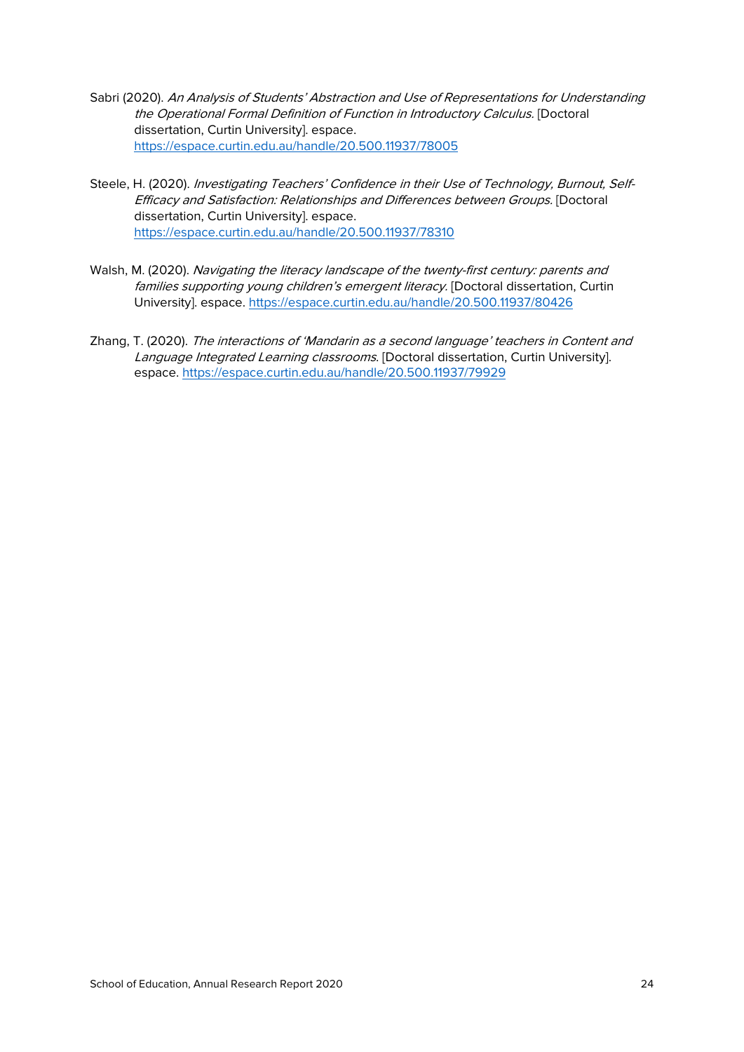Sabri (2020). *An Analysis of Students' Abstraction and Use of Representations for Understanding the Operational Formal Definition of Function in Introductory Calculus.* [Doctoral dissertation, Curtin University]. espace. https://espace.curtin.edu.au/handle/20.500.11937/78005

Steele, H. (2020). *Investigating Teachers' Confidence in their Use of Technology, Burnout, Self-Efficacy and Satisfaction: Relationships and Differences between Groups.* [Doctoral dissertation, Curtin University]. espace. https://espace.curtin.edu.au/handle/20.500.11937/78310

Walsh, M. (2020). *Navigating the literacy landscape of the twenty-first century: parents and families supporting young children's emergent literacy.* [Doctoral dissertation, Curtin University]. espace. https://espace.curtin.edu.au/handle/20.500.11937/80426

Zhang, T. (2020). *The interactions of 'Mandarin as a second language' teachers in Content and Language Integrated Learning classrooms.* [Doctoral dissertation, Curtin University]. espace. https://espace.curtin.edu.au/handle/20.500.11937/79929